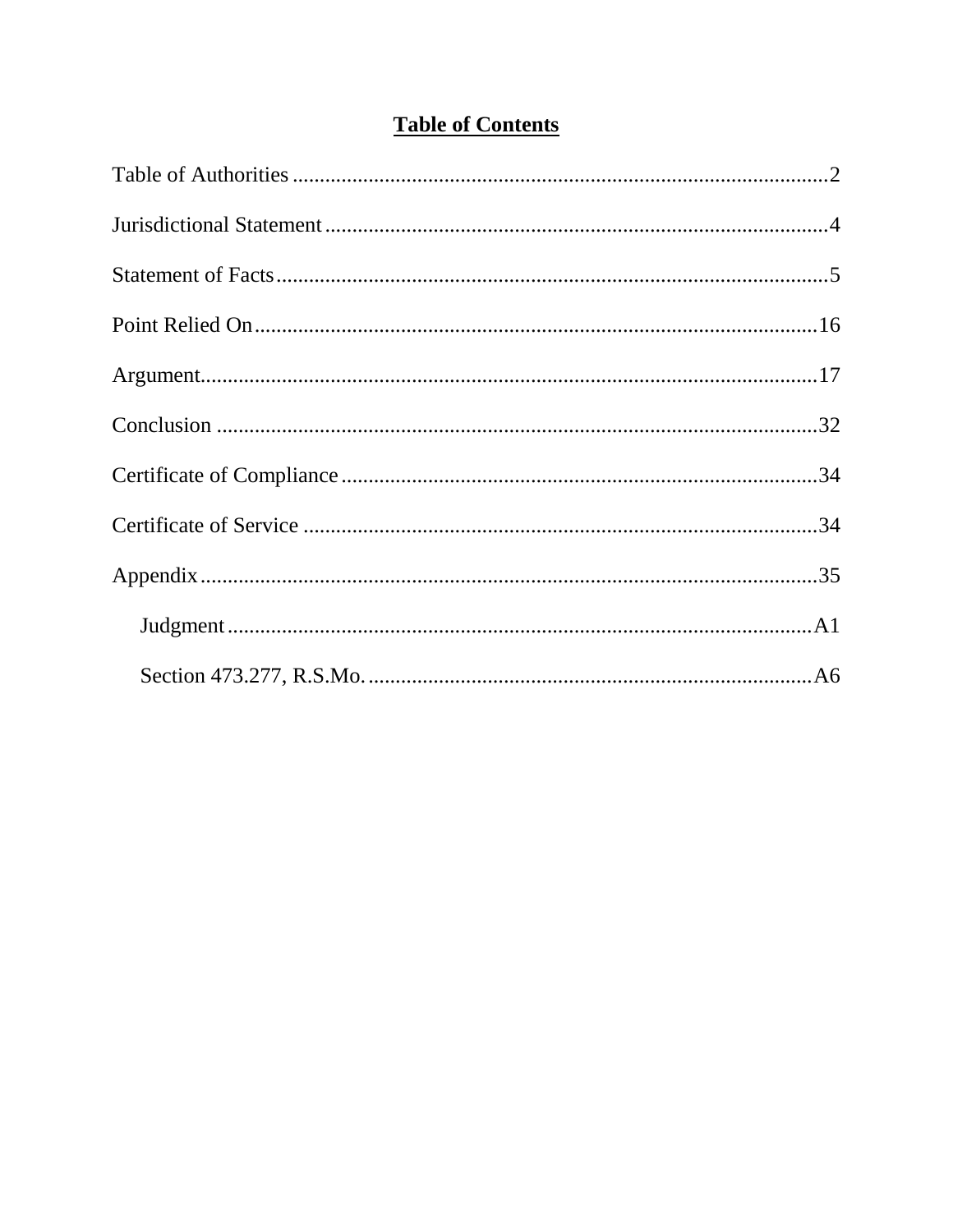# Table of Contents

Table of Authorities .................................................................................................2

Jurisdictional Statement ...........................................................................................4

Statement of Facts ....................................................................................................5

Point Relied On .......................................................................................................16

Argument.................................................................................................................17

Conclusion ..............................................................................................................32

Certificate of Compliance .......................................................................................34

Certificate of Service ..............................................................................................34

Appendix .................................................................................................................35

- Judgment ...........................................................................................................A1
- Section 473.277, R.S.Mo. .................................................................................A6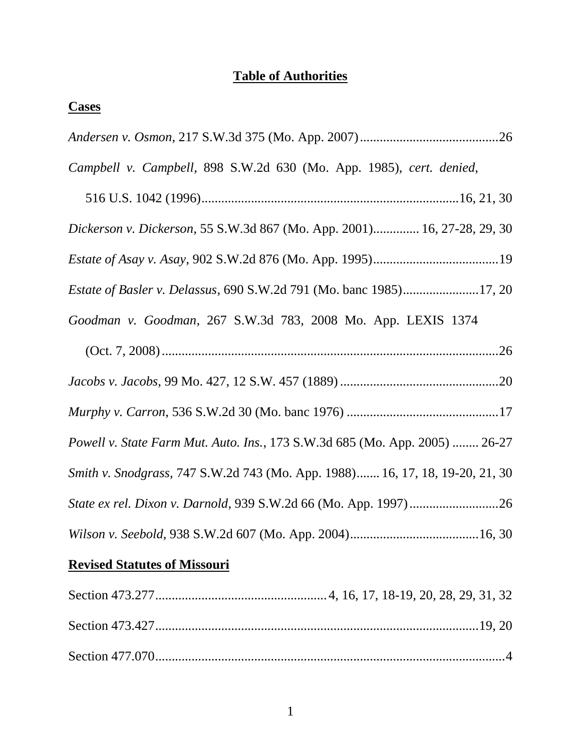# Table of Authorities

## Cases

*Andersen v. Osmon*, 217 S.W.3d 375 (Mo. App. 2007)..........................................26

*Campbell v. Campbell*, 898 S.W.2d 630 (Mo. App. 1985), *cert. denied*, 516 U.S. 1042 (1996)..........................................................................16, 21, 30

*Dickerson v. Dickerson*, 55 S.W.3d 867 (Mo. App. 2001).............. 16, 27-28, 29, 30

*Estate of Asay v. Asay*, 902 S.W.2d 876 (Mo. App. 1995)......................................19

*Estate of Basler v. Delassus*, 690 S.W.2d 791 (Mo. banc 1985).......................17, 20

*Goodman v. Goodman*, 267 S.W.3d 783, 2008 Mo. App. LEXIS 1374 (Oct. 7, 2008)..........................................................................................26

*Jacobs v. Jacobs*, 99 Mo. 427, 12 S.W. 457 (1889)................................................20

*Murphy v. Carron*, 536 S.W.2d 30 (Mo. banc 1976)..............................................17

*Powell v. State Farm Mut. Auto. Ins.*, 173 S.W.3d 685 (Mo. App. 2005)........ 26-27

*Smith v. Snodgrass*, 747 S.W.2d 743 (Mo. App. 1988)....... 16, 17, 18, 19-20, 21, 30

*State ex rel. Dixon v. Darnold*, 939 S.W.2d 66 (Mo. App. 1997)...........................26

*Wilson v. Seebold*, 938 S.W.2d 607 (Mo. App. 2004).......................................16, 30

## Revised Statutes of Missouri

Section 473.277.................................................... 4, 16, 17, 18-19, 20, 28, 29, 31, 32

Section 473.427..................................................................................................19, 20

Section 477.070..........................................................................................................4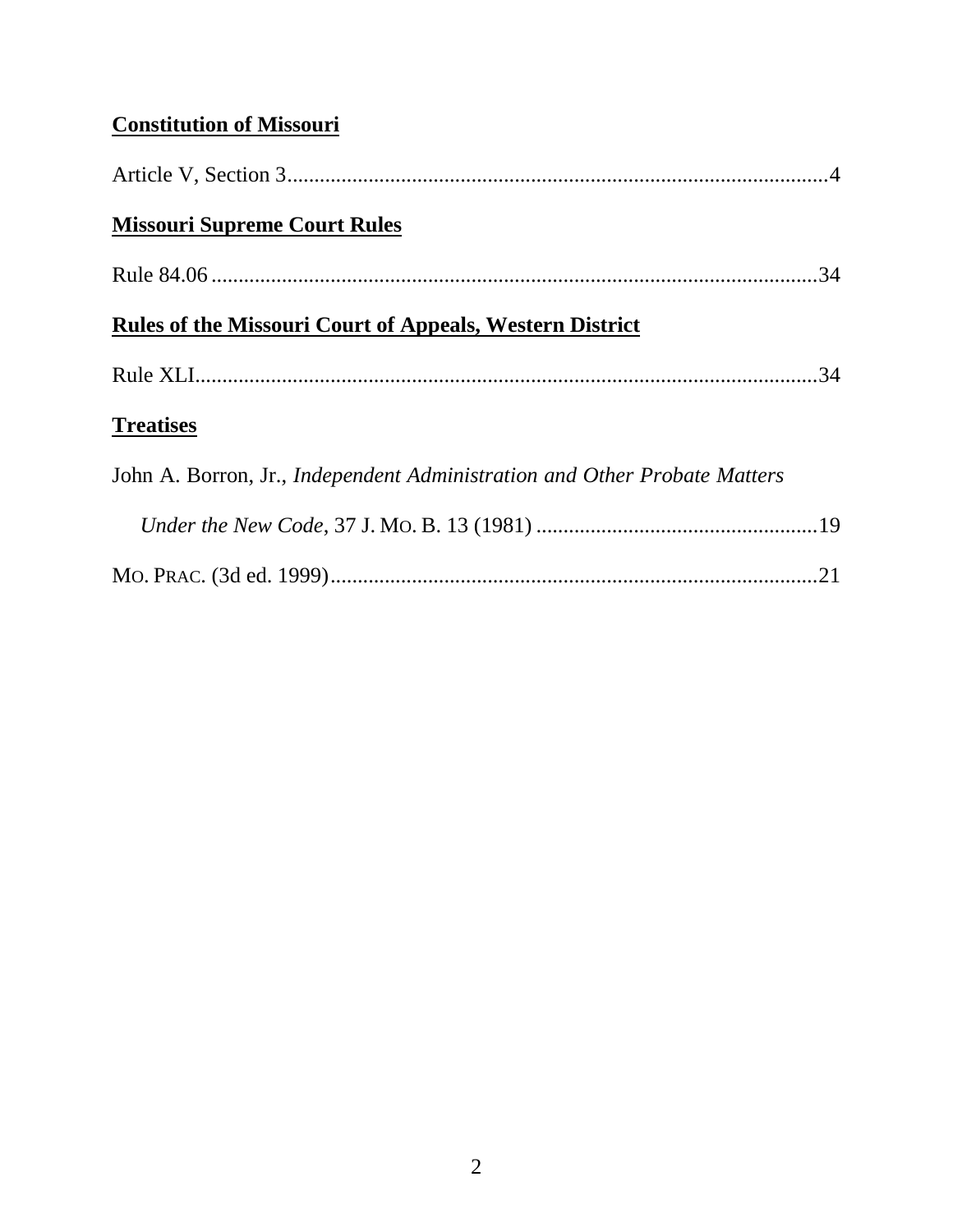**Constitution of Missouri**

Article V, Section 3....................................................................................................4

**Missouri Supreme Court Rules**

Rule 84.06 ................................................................................................................34

**Rules of the Missouri Court of Appeals, Western District**

Rule XLI...................................................................................................................34

**Treatises**

John A. Borron, Jr., *Independent Administration and Other Probate Matters Under the New Code*, 37 J. MO. B. 13 (1981) ....................................................19

MO. PRAC. (3d ed. 1999)..........................................................................................21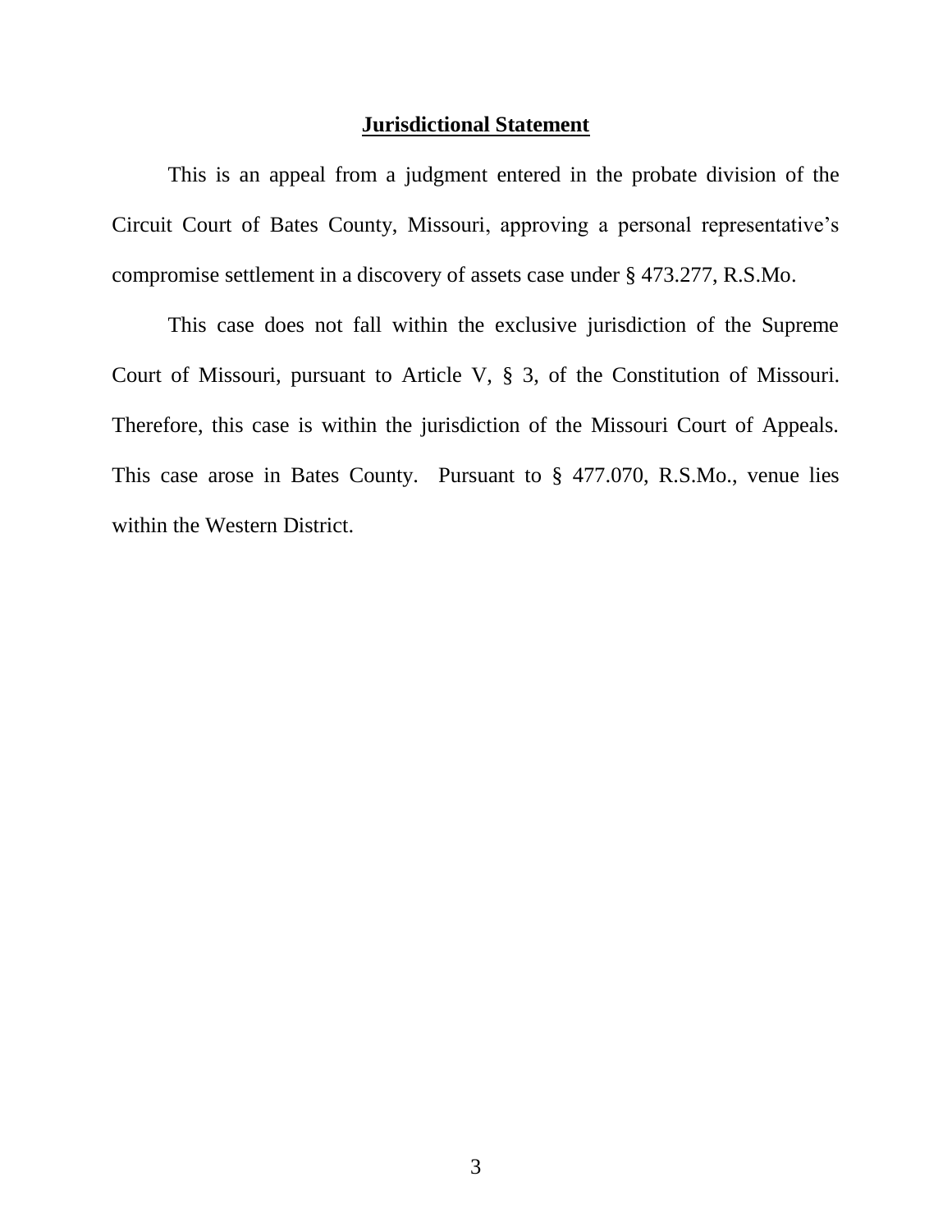## **Jurisdictional Statement**

This is an appeal from a judgment entered in the probate division of the Circuit Court of Bates County, Missouri, approving a personal representative's compromise settlement in a discovery of assets case under § 473.277, R.S.Mo.

This case does not fall within the exclusive jurisdiction of the Supreme Court of Missouri, pursuant to Article V, § 3, of the Constitution of Missouri. Therefore, this case is within the jurisdiction of the Missouri Court of Appeals. This case arose in Bates County. Pursuant to § 477.070, R.S.Mo., venue lies within the Western District.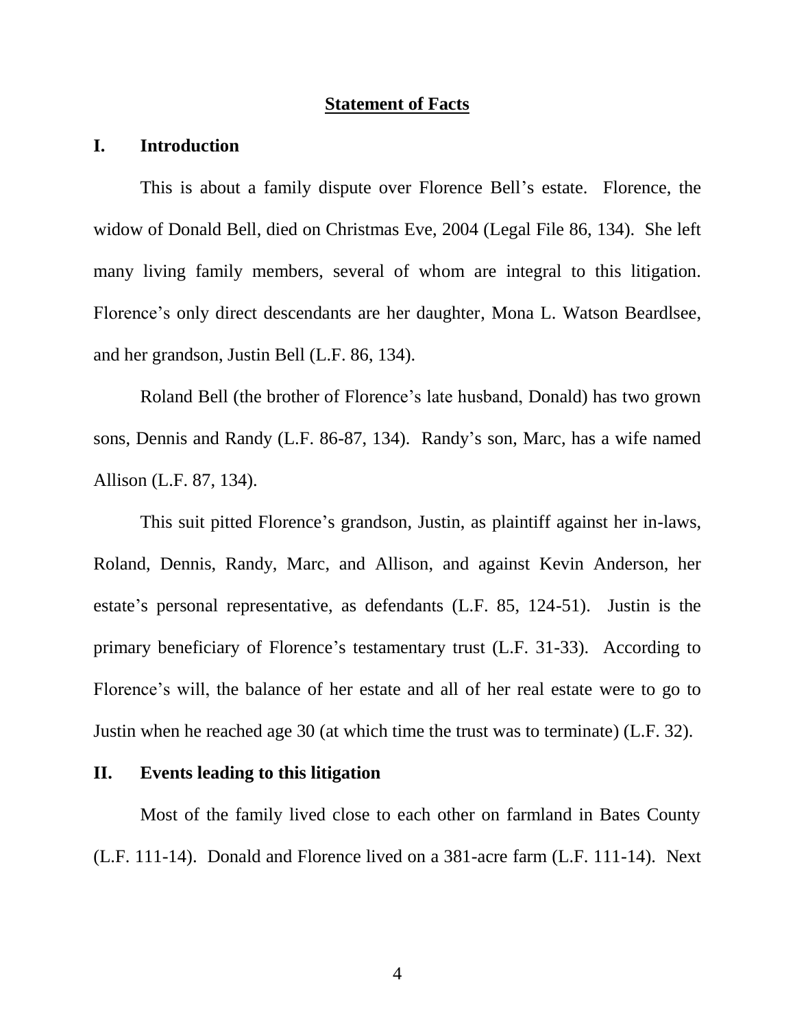## Statement of Facts

### I. Introduction

This is about a family dispute over Florence Bell's estate. Florence, the widow of Donald Bell, died on Christmas Eve, 2004 (Legal File 86, 134). She left many living family members, several of whom are integral to this litigation. Florence's only direct descendants are her daughter, Mona L. Watson Beardlsee, and her grandson, Justin Bell (L.F. 86, 134).

Roland Bell (the brother of Florence's late husband, Donald) has two grown sons, Dennis and Randy (L.F. 86-87, 134). Randy's son, Marc, has a wife named Allison (L.F. 87, 134).

This suit pitted Florence's grandson, Justin, as plaintiff against her in-laws, Roland, Dennis, Randy, Marc, and Allison, and against Kevin Anderson, her estate's personal representative, as defendants (L.F. 85, 124-51). Justin is the primary beneficiary of Florence's testamentary trust (L.F. 31-33). According to Florence's will, the balance of her estate and all of her real estate were to go to Justin when he reached age 30 (at which time the trust was to terminate) (L.F. 32).

### II. Events leading to this litigation

Most of the family lived close to each other on farmland in Bates County (L.F. 111-14). Donald and Florence lived on a 381-acre farm (L.F. 111-14). Next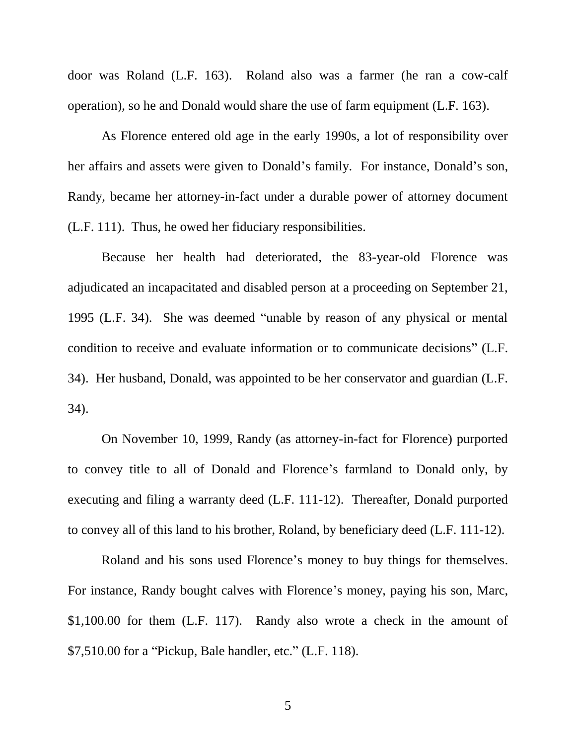door was Roland (L.F. 163). Roland also was a farmer (he ran a cow-calf operation), so he and Donald would share the use of farm equipment (L.F. 163).

As Florence entered old age in the early 1990s, a lot of responsibility over her affairs and assets were given to Donald's family. For instance, Donald's son, Randy, became her attorney-in-fact under a durable power of attorney document (L.F. 111). Thus, he owed her fiduciary responsibilities.

Because her health had deteriorated, the 83-year-old Florence was adjudicated an incapacitated and disabled person at a proceeding on September 21, 1995 (L.F. 34). She was deemed "unable by reason of any physical or mental condition to receive and evaluate information or to communicate decisions" (L.F. 34). Her husband, Donald, was appointed to be her conservator and guardian (L.F. 34).

On November 10, 1999, Randy (as attorney-in-fact for Florence) purported to convey title to all of Donald and Florence's farmland to Donald only, by executing and filing a warranty deed (L.F. 111-12). Thereafter, Donald purported to convey all of this land to his brother, Roland, by beneficiary deed (L.F. 111-12).

Roland and his sons used Florence's money to buy things for themselves. For instance, Randy bought calves with Florence's money, paying his son, Marc, $1,100.00 for them (L.F. 117). Randy also wrote a check in the amount of $7,510.00 for a "Pickup, Bale handler, etc." (L.F. 118).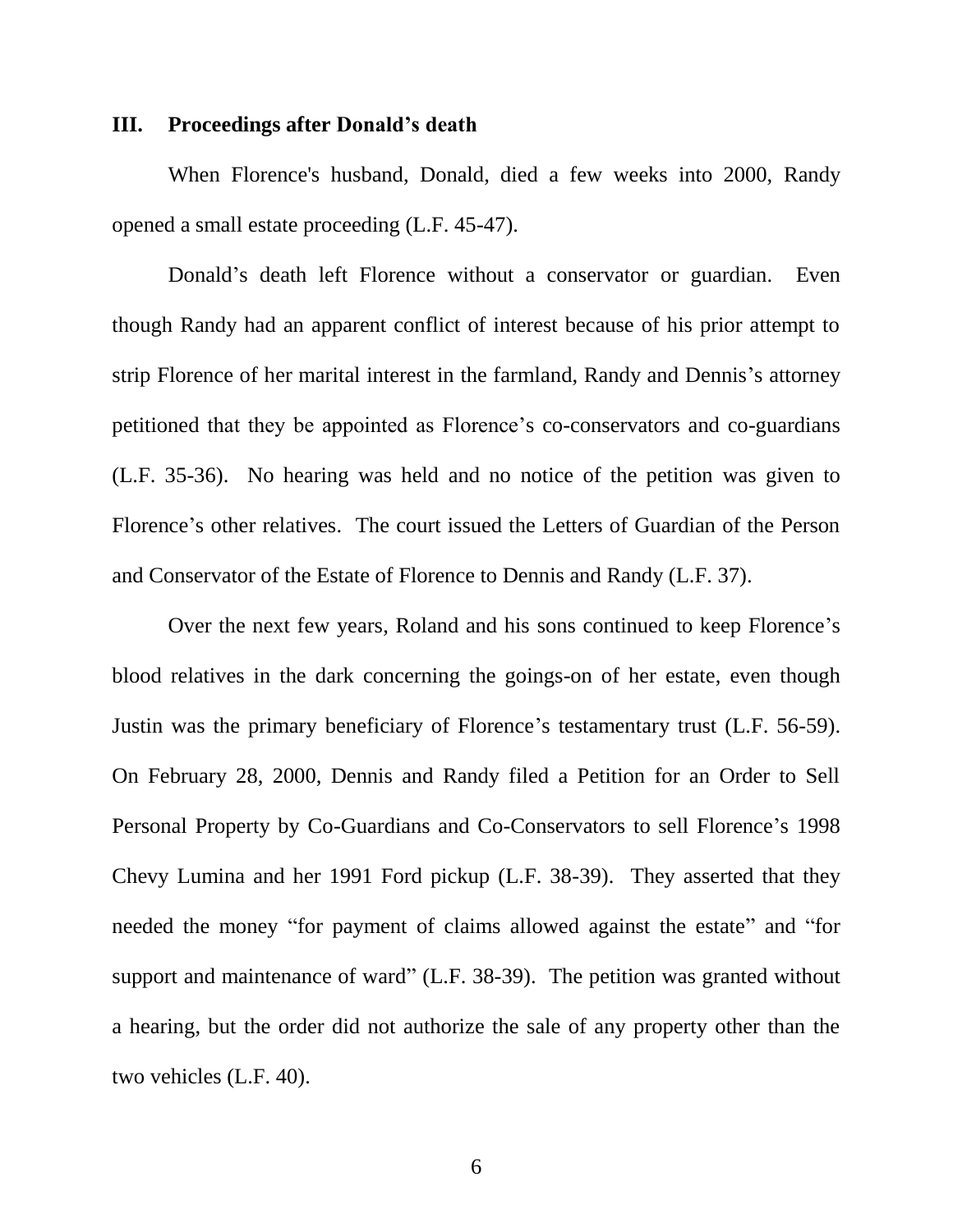### III. Proceedings after Donald's death

When Florence's husband, Donald, died a few weeks into 2000, Randy opened a small estate proceeding (L.F. 45-47).

Donald's death left Florence without a conservator or guardian. Even though Randy had an apparent conflict of interest because of his prior attempt to strip Florence of her marital interest in the farmland, Randy and Dennis's attorney petitioned that they be appointed as Florence's co-conservators and co-guardians (L.F. 35-36). No hearing was held and no notice of the petition was given to Florence's other relatives. The court issued the Letters of Guardian of the Person and Conservator of the Estate of Florence to Dennis and Randy (L.F. 37).

Over the next few years, Roland and his sons continued to keep Florence's blood relatives in the dark concerning the goings-on of her estate, even though Justin was the primary beneficiary of Florence's testamentary trust (L.F. 56-59). On February 28, 2000, Dennis and Randy filed a Petition for an Order to Sell Personal Property by Co-Guardians and Co-Conservators to sell Florence's 1998 Chevy Lumina and her 1991 Ford pickup (L.F. 38-39). They asserted that they needed the money "for payment of claims allowed against the estate" and "for support and maintenance of ward" (L.F. 38-39). The petition was granted without a hearing, but the order did not authorize the sale of any property other than the two vehicles (L.F. 40).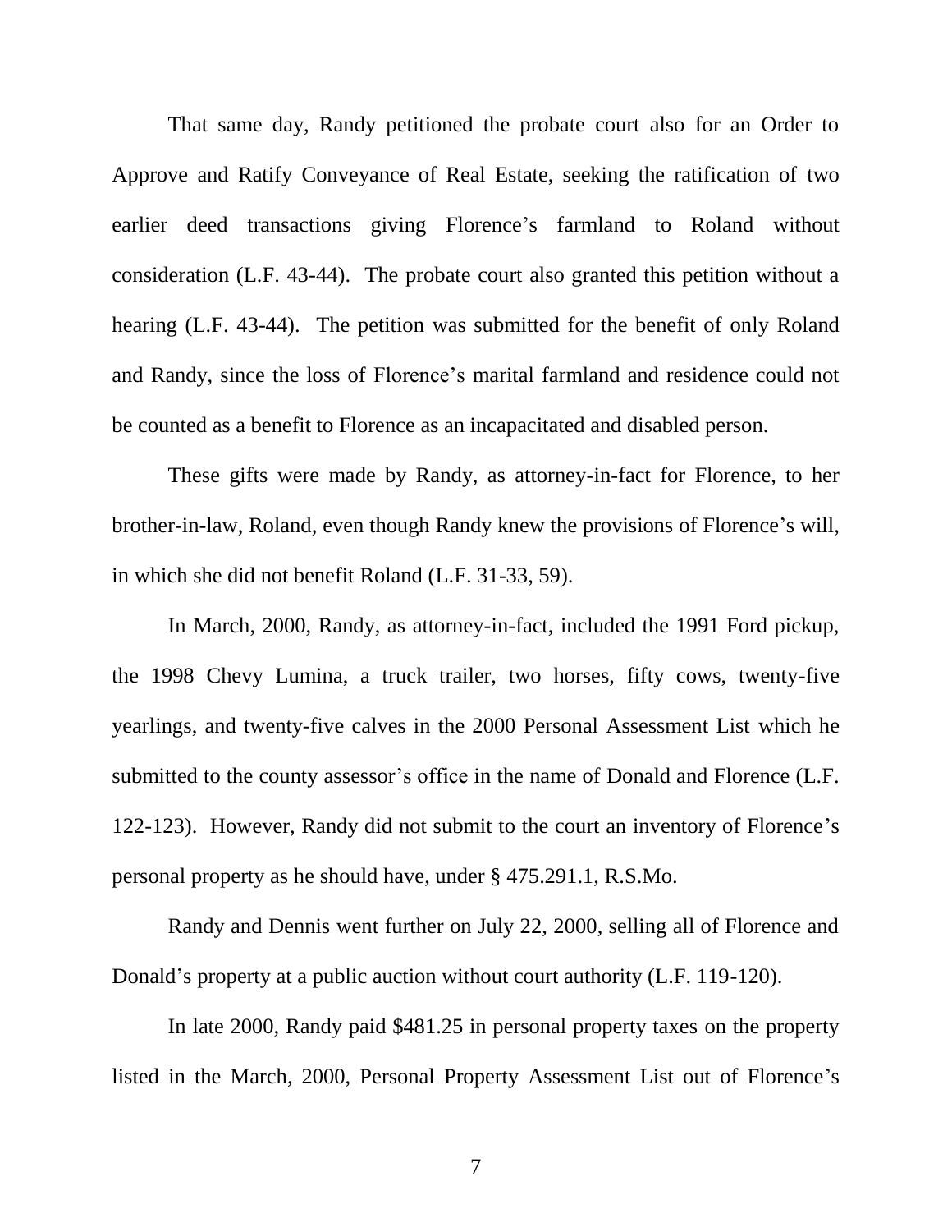That same day, Randy petitioned the probate court also for an Order to Approve and Ratify Conveyance of Real Estate, seeking the ratification of two earlier deed transactions giving Florence's farmland to Roland without consideration (L.F. 43-44). The probate court also granted this petition without a hearing (L.F. 43-44). The petition was submitted for the benefit of only Roland and Randy, since the loss of Florence's marital farmland and residence could not be counted as a benefit to Florence as an incapacitated and disabled person.

These gifts were made by Randy, as attorney-in-fact for Florence, to her brother-in-law, Roland, even though Randy knew the provisions of Florence's will, in which she did not benefit Roland (L.F. 31-33, 59).

In March, 2000, Randy, as attorney-in-fact, included the 1991 Ford pickup, the 1998 Chevy Lumina, a truck trailer, two horses, fifty cows, twenty-five yearlings, and twenty-five calves in the 2000 Personal Assessment List which he submitted to the county assessor's office in the name of Donald and Florence (L.F. 122-123). However, Randy did not submit to the court an inventory of Florence's personal property as he should have, under § 475.291.1, R.S.Mo.

Randy and Dennis went further on July 22, 2000, selling all of Florence and Donald's property at a public auction without court authority (L.F. 119-120).

In late 2000, Randy paid $481.25 in personal property taxes on the property listed in the March, 2000, Personal Property Assessment List out of Florence's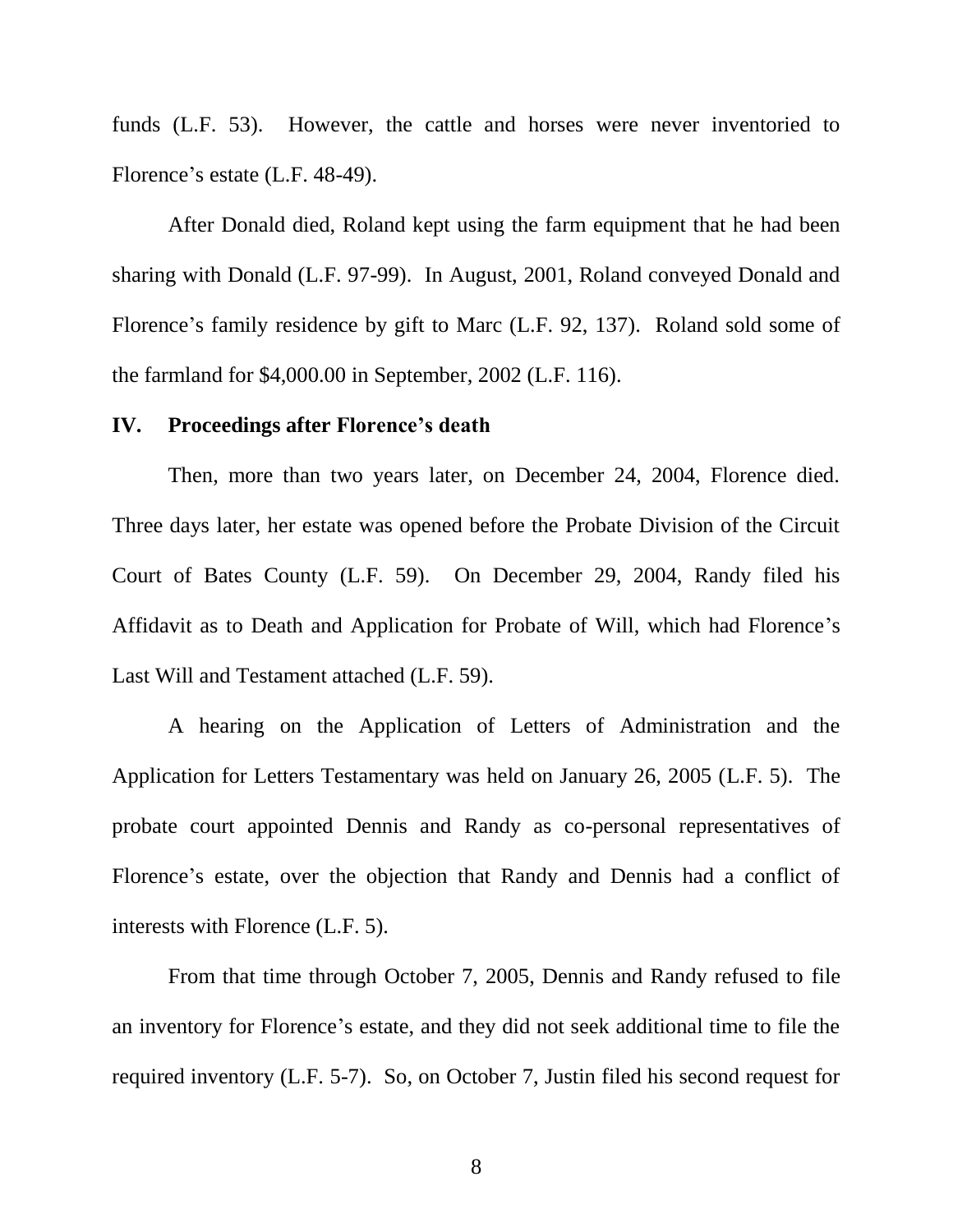funds (L.F. 53). However, the cattle and horses were never inventoried to Florence's estate (L.F. 48-49).

After Donald died, Roland kept using the farm equipment that he had been sharing with Donald (L.F. 97-99). In August, 2001, Roland conveyed Donald and Florence's family residence by gift to Marc (L.F. 92, 137). Roland sold some of the farmland for $4,000.00 in September, 2002 (L.F. 116).

## IV. Proceedings after Florence's death

Then, more than two years later, on December 24, 2004, Florence died. Three days later, her estate was opened before the Probate Division of the Circuit Court of Bates County (L.F. 59). On December 29, 2004, Randy filed his Affidavit as to Death and Application for Probate of Will, which had Florence's Last Will and Testament attached (L.F. 59).

A hearing on the Application of Letters of Administration and the Application for Letters Testamentary was held on January 26, 2005 (L.F. 5). The probate court appointed Dennis and Randy as co-personal representatives of Florence's estate, over the objection that Randy and Dennis had a conflict of interests with Florence (L.F. 5).

From that time through October 7, 2005, Dennis and Randy refused to file an inventory for Florence's estate, and they did not seek additional time to file the required inventory (L.F. 5-7). So, on October 7, Justin filed his second request for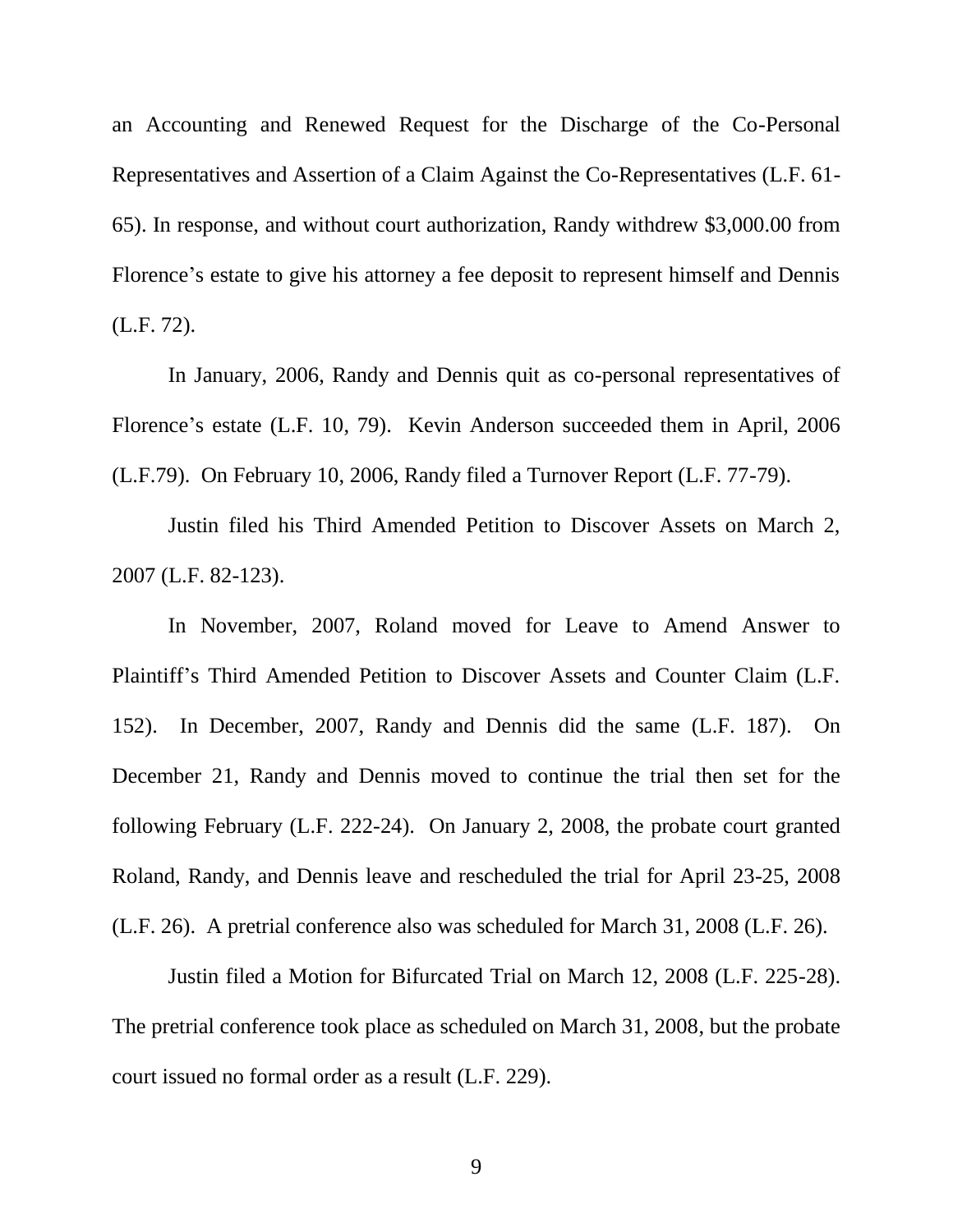an Accounting and Renewed Request for the Discharge of the Co-Personal Representatives and Assertion of a Claim Against the Co-Representatives (L.F. 61-65). In response, and without court authorization, Randy withdrew $3,000.00 from Florence's estate to give his attorney a fee deposit to represent himself and Dennis (L.F. 72).

In January, 2006, Randy and Dennis quit as co-personal representatives of Florence's estate (L.F. 10, 79). Kevin Anderson succeeded them in April, 2006 (L.F.79). On February 10, 2006, Randy filed a Turnover Report (L.F. 77-79).

Justin filed his Third Amended Petition to Discover Assets on March 2, 2007 (L.F. 82-123).

In November, 2007, Roland moved for Leave to Amend Answer to Plaintiff's Third Amended Petition to Discover Assets and Counter Claim (L.F. 152). In December, 2007, Randy and Dennis did the same (L.F. 187). On December 21, Randy and Dennis moved to continue the trial then set for the following February (L.F. 222-24). On January 2, 2008, the probate court granted Roland, Randy, and Dennis leave and rescheduled the trial for April 23-25, 2008 (L.F. 26). A pretrial conference also was scheduled for March 31, 2008 (L.F. 26).

Justin filed a Motion for Bifurcated Trial on March 12, 2008 (L.F. 225-28). The pretrial conference took place as scheduled on March 31, 2008, but the probate court issued no formal order as a result (L.F. 229).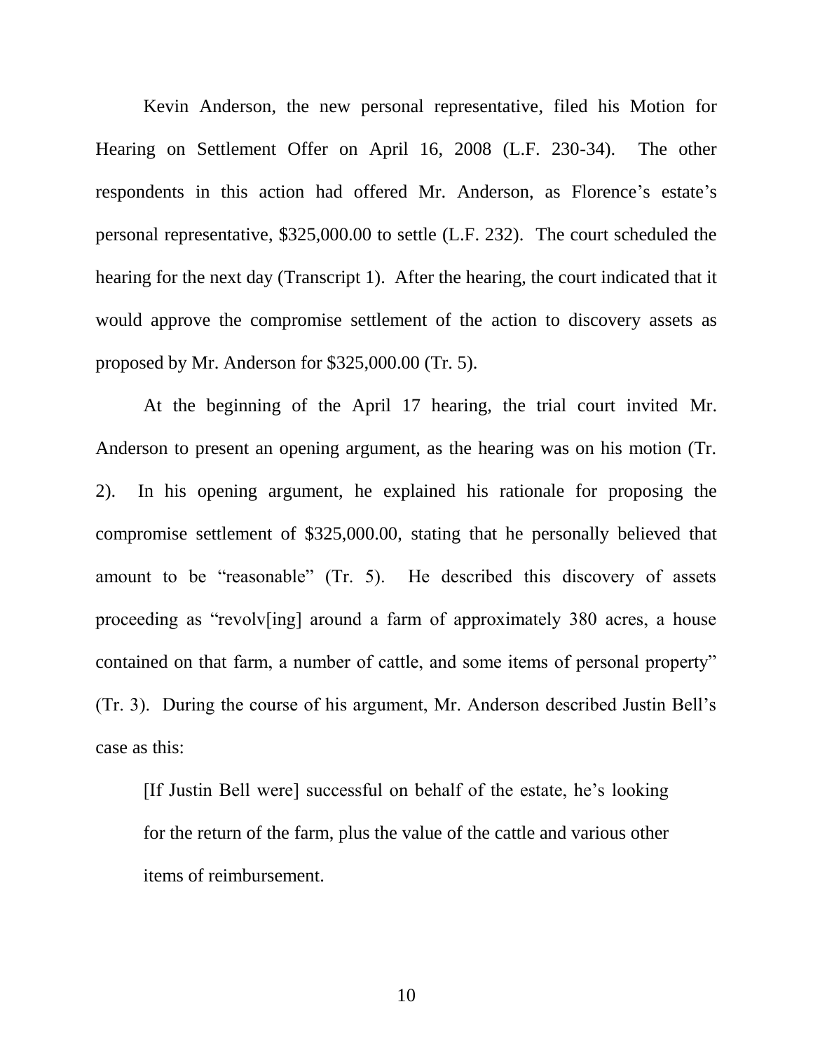Kevin Anderson, the new personal representative, filed his Motion for Hearing on Settlement Offer on April 16, 2008 (L.F. 230-34). The other respondents in this action had offered Mr. Anderson, as Florence's estate's personal representative, $325,000.00 to settle (L.F. 232). The court scheduled the hearing for the next day (Transcript 1). After the hearing, the court indicated that it would approve the compromise settlement of the action to discovery assets as proposed by Mr. Anderson for $325,000.00 (Tr. 5).

At the beginning of the April 17 hearing, the trial court invited Mr. Anderson to present an opening argument, as the hearing was on his motion (Tr. 2). In his opening argument, he explained his rationale for proposing the compromise settlement of $325,000.00, stating that he personally believed that amount to be "reasonable" (Tr. 5). He described this discovery of assets proceeding as "revolv[ing] around a farm of approximately 380 acres, a house contained on that farm, a number of cattle, and some items of personal property" (Tr. 3). During the course of his argument, Mr. Anderson described Justin Bell's case as this:

> [If Justin Bell were] successful on behalf of the estate, he's looking for the return of the farm, plus the value of the cattle and various other items of reimbursement.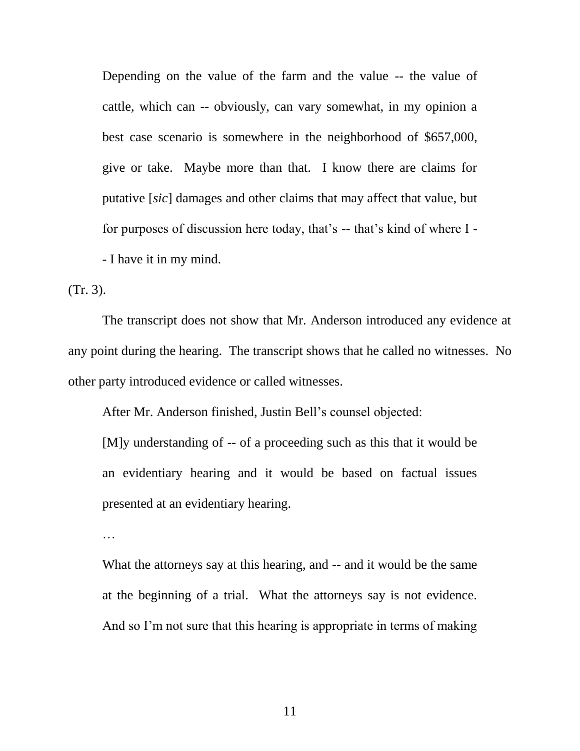> Depending on the value of the farm and the value -- the value of cattle, which can -- obviously, can vary somewhat, in my opinion a best case scenario is somewhere in the neighborhood of $657,000, give or take. Maybe more than that. I know there are claims for putative [*sic*] damages and other claims that may affect that value, but for purposes of discussion here today, that's -- that's kind of where I -- I have it in my mind.

(Tr. 3).

The transcript does not show that Mr. Anderson introduced any evidence at any point during the hearing. The transcript shows that he called no witnesses. No other party introduced evidence or called witnesses.

After Mr. Anderson finished, Justin Bell's counsel objected:

> [M]y understanding of -- of a proceeding such as this that it would be an evidentiary hearing and it would be based on factual issues presented at an evidentiary hearing.
>
> …
>
> What the attorneys say at this hearing, and -- and it would be the same at the beginning of a trial. What the attorneys say is not evidence. And so I'm not sure that this hearing is appropriate in terms of making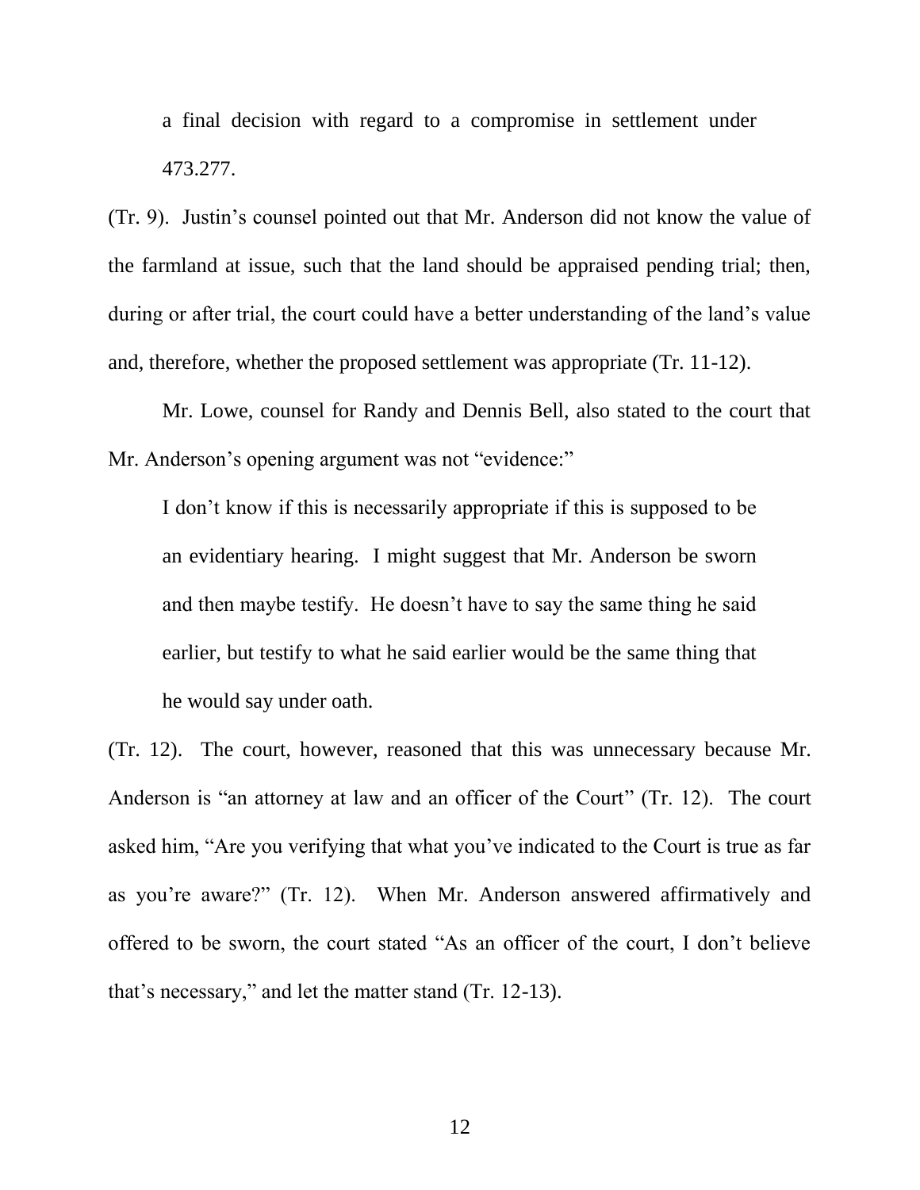> a final decision with regard to a compromise in settlement under 473.277.

(Tr. 9). Justin's counsel pointed out that Mr. Anderson did not know the value of the farmland at issue, such that the land should be appraised pending trial; then, during or after trial, the court could have a better understanding of the land's value and, therefore, whether the proposed settlement was appropriate (Tr. 11-12).

Mr. Lowe, counsel for Randy and Dennis Bell, also stated to the court that Mr. Anderson's opening argument was not "evidence:"

> I don't know if this is necessarily appropriate if this is supposed to be an evidentiary hearing. I might suggest that Mr. Anderson be sworn and then maybe testify. He doesn't have to say the same thing he said earlier, but testify to what he said earlier would be the same thing that he would say under oath.

(Tr. 12). The court, however, reasoned that this was unnecessary because Mr. Anderson is "an attorney at law and an officer of the Court" (Tr. 12). The court asked him, "Are you verifying that what you've indicated to the Court is true as far as you're aware?" (Tr. 12). When Mr. Anderson answered affirmatively and offered to be sworn, the court stated "As an officer of the court, I don't believe that's necessary," and let the matter stand (Tr. 12-13).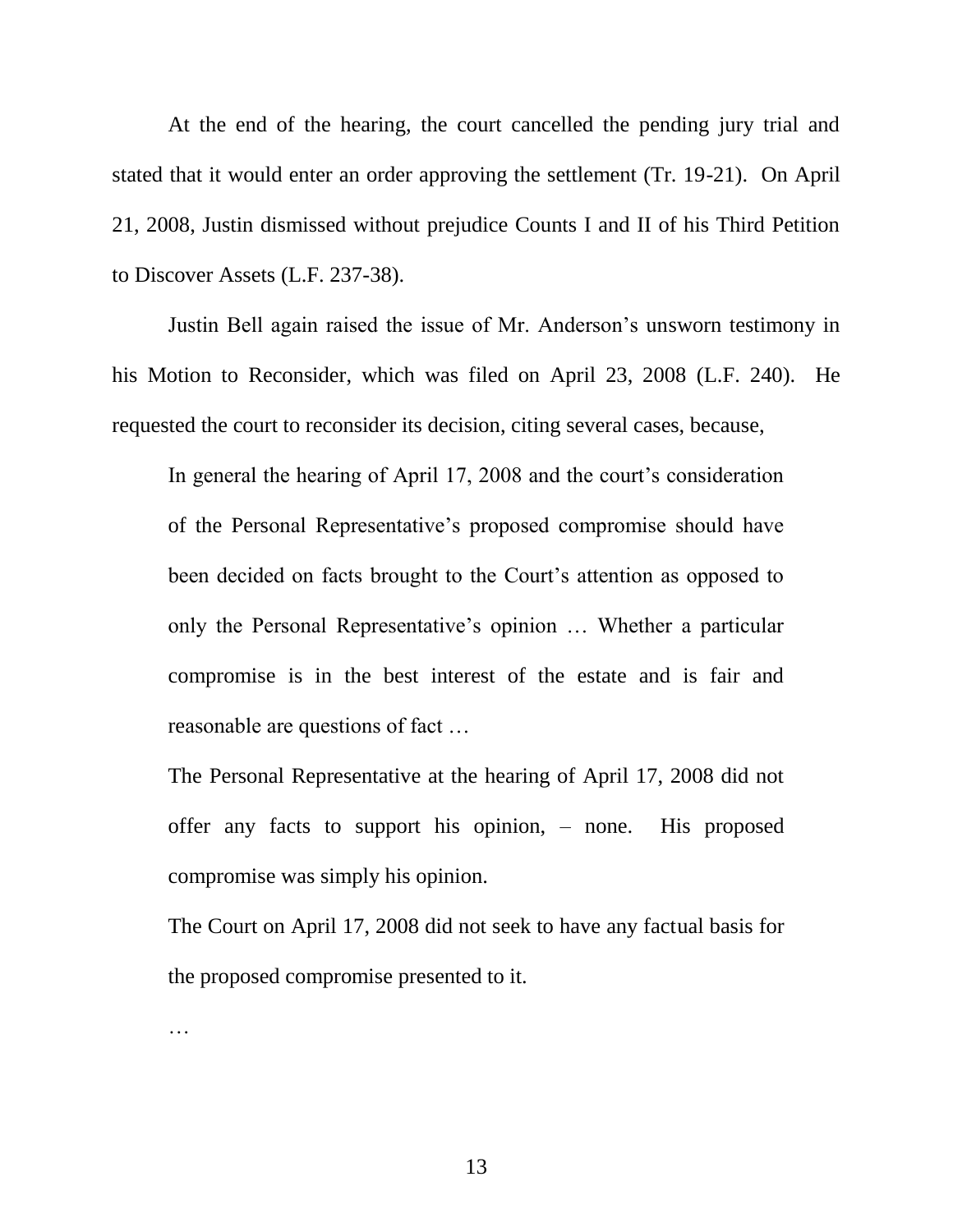At the end of the hearing, the court cancelled the pending jury trial and stated that it would enter an order approving the settlement (Tr. 19-21). On April 21, 2008, Justin dismissed without prejudice Counts I and II of his Third Petition to Discover Assets (L.F. 237-38).

Justin Bell again raised the issue of Mr. Anderson's unsworn testimony in his Motion to Reconsider, which was filed on April 23, 2008 (L.F. 240). He requested the court to reconsider its decision, citing several cases, because,

> In general the hearing of April 17, 2008 and the court's consideration of the Personal Representative's proposed compromise should have been decided on facts brought to the Court's attention as opposed to only the Personal Representative's opinion … Whether a particular compromise is in the best interest of the estate and is fair and reasonable are questions of fact …
>
> The Personal Representative at the hearing of April 17, 2008 did not offer any facts to support his opinion, – none. His proposed compromise was simply his opinion.
>
> The Court on April 17, 2008 did not seek to have any factual basis for the proposed compromise presented to it.
>
> …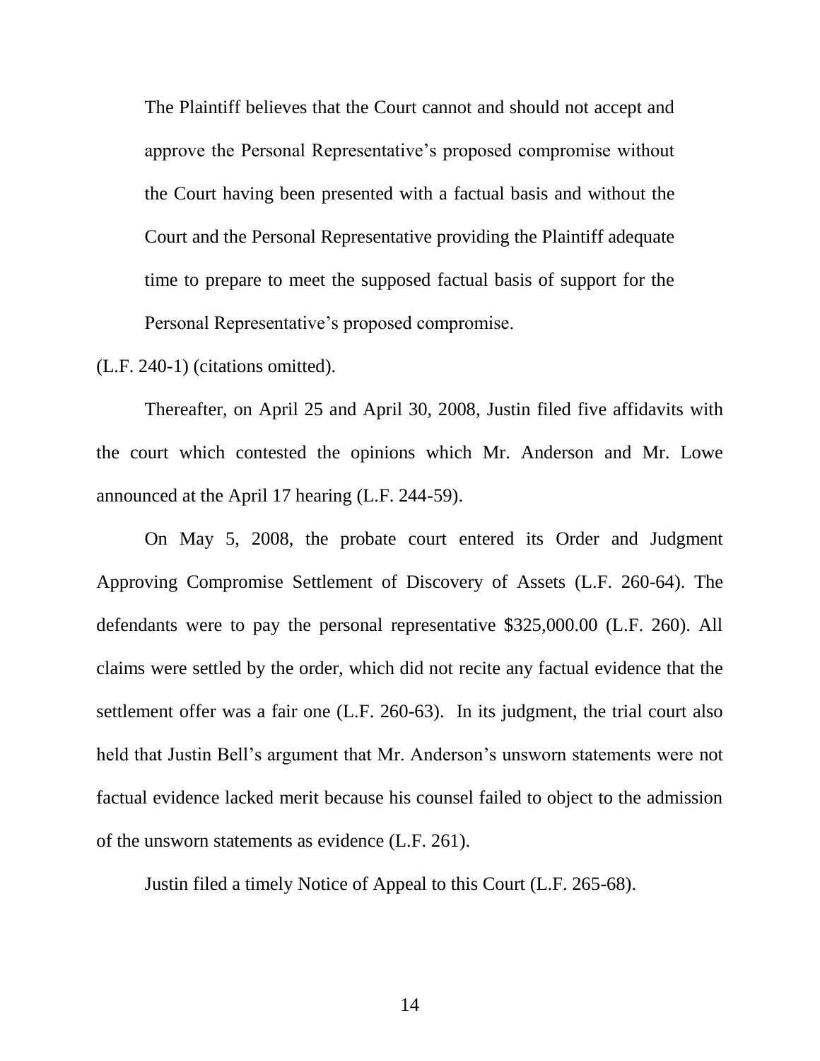> The Plaintiff believes that the Court cannot and should not accept and approve the Personal Representative's proposed compromise without the Court having been presented with a factual basis and without the Court and the Personal Representative providing the Plaintiff adequate time to prepare to meet the supposed factual basis of support for the Personal Representative's proposed compromise.

(L.F. 240-1) (citations omitted).

Thereafter, on April 25 and April 30, 2008, Justin filed five affidavits with the court which contested the opinions which Mr. Anderson and Mr. Lowe announced at the April 17 hearing (L.F. 244-59).

On May 5, 2008, the probate court entered its Order and Judgment Approving Compromise Settlement of Discovery of Assets (L.F. 260-64). The defendants were to pay the personal representative $325,000.00 (L.F. 260). All claims were settled by the order, which did not recite any factual evidence that the settlement offer was a fair one (L.F. 260-63). In its judgment, the trial court also held that Justin Bell's argument that Mr. Anderson's unsworn statements were not factual evidence lacked merit because his counsel failed to object to the admission of the unsworn statements as evidence (L.F. 261).

Justin filed a timely Notice of Appeal to this Court (L.F. 265-68).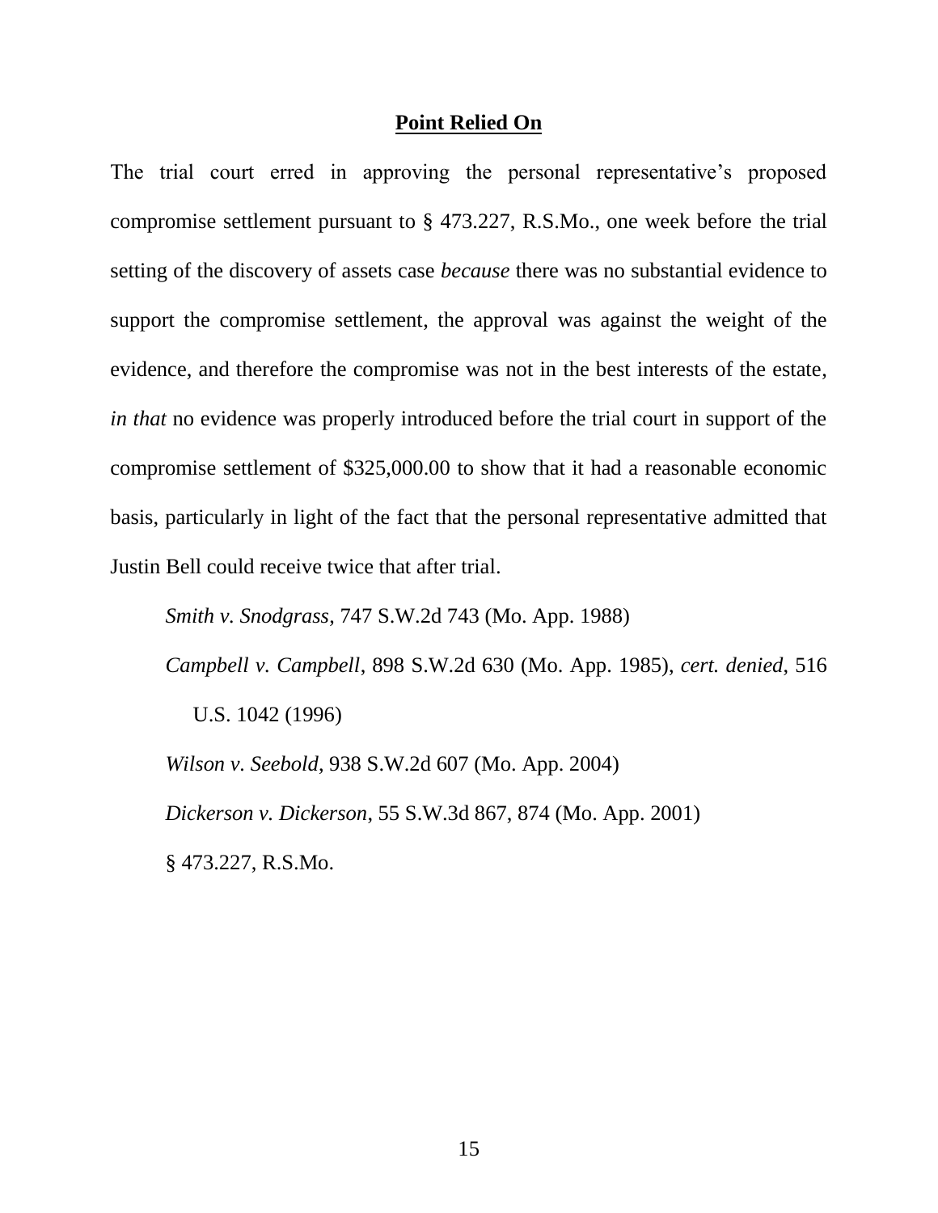## **Point Relied On**

The trial court erred in approving the personal representative's proposed compromise settlement pursuant to § 473.227, R.S.Mo., one week before the trial setting of the discovery of assets case *because* there was no substantial evidence to support the compromise settlement, the approval was against the weight of the evidence, and therefore the compromise was not in the best interests of the estate, *in that* no evidence was properly introduced before the trial court in support of the compromise settlement of $325,000.00 to show that it had a reasonable economic basis, particularly in light of the fact that the personal representative admitted that Justin Bell could receive twice that after trial.

*Smith v. Snodgrass*, 747 S.W.2d 743 (Mo. App. 1988)

*Campbell v. Campbell*, 898 S.W.2d 630 (Mo. App. 1985), *cert. denied*, 516 U.S. 1042 (1996)

*Wilson v. Seebold*, 938 S.W.2d 607 (Mo. App. 2004)

*Dickerson v. Dickerson*, 55 S.W.3d 867, 874 (Mo. App. 2001)

§ 473.227, R.S.Mo.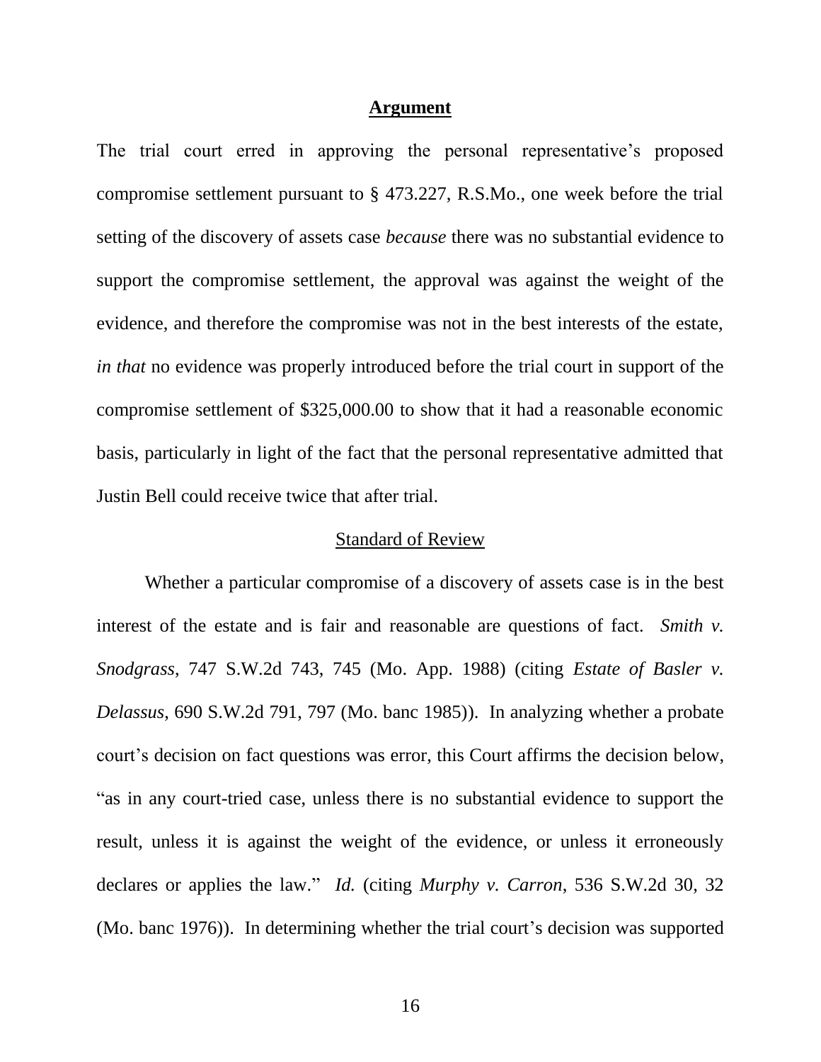## **Argument**

The trial court erred in approving the personal representative's proposed compromise settlement pursuant to § 473.227, R.S.Mo., one week before the trial setting of the discovery of assets case *because* there was no substantial evidence to support the compromise settlement, the approval was against the weight of the evidence, and therefore the compromise was not in the best interests of the estate, *in that* no evidence was properly introduced before the trial court in support of the compromise settlement of $325,000.00 to show that it had a reasonable economic basis, particularly in light of the fact that the personal representative admitted that Justin Bell could receive twice that after trial.

### Standard of Review

Whether a particular compromise of a discovery of assets case is in the best interest of the estate and is fair and reasonable are questions of fact. *Smith v. Snodgrass*, 747 S.W.2d 743, 745 (Mo. App. 1988) (citing *Estate of Basler v. Delassus*, 690 S.W.2d 791, 797 (Mo. banc 1985)). In analyzing whether a probate court's decision on fact questions was error, this Court affirms the decision below, "as in any court-tried case, unless there is no substantial evidence to support the result, unless it is against the weight of the evidence, or unless it erroneously declares or applies the law." *Id.* (citing *Murphy v. Carron*, 536 S.W.2d 30, 32 (Mo. banc 1976)). In determining whether the trial court's decision was supported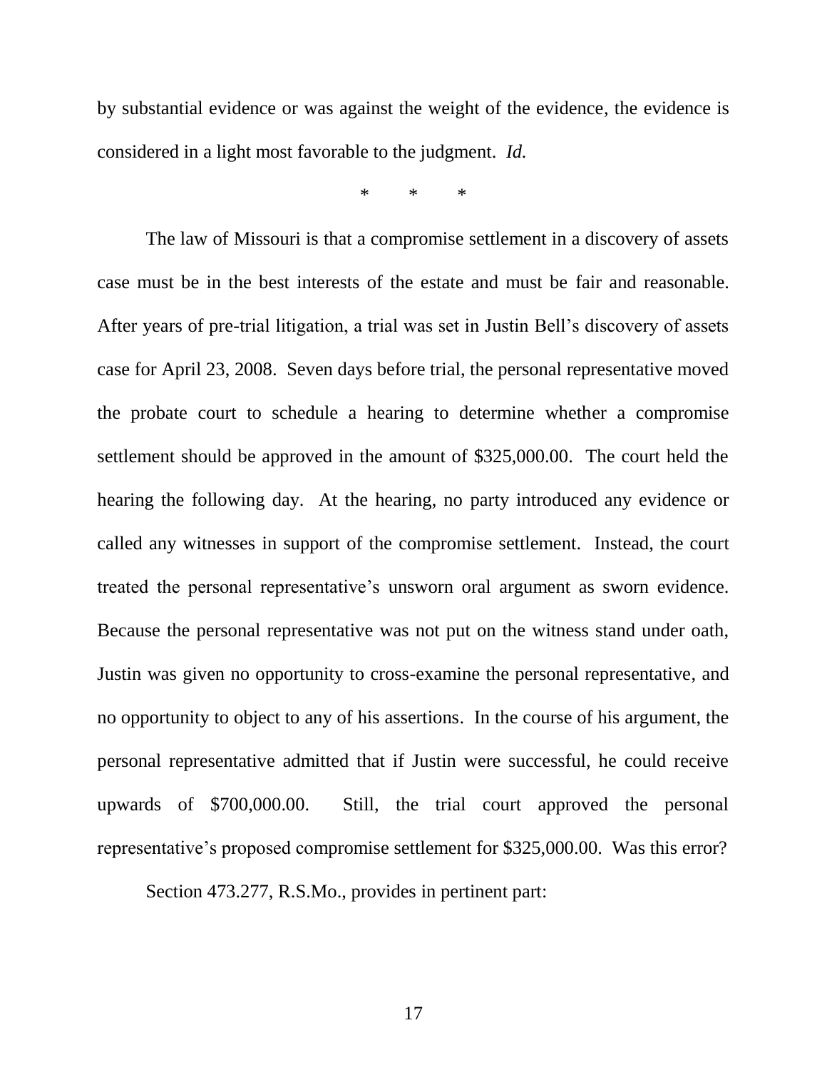by substantial evidence or was against the weight of the evidence, the evidence is considered in a light most favorable to the judgment. *Id.*

\* \* \*

The law of Missouri is that a compromise settlement in a discovery of assets case must be in the best interests of the estate and must be fair and reasonable. After years of pre-trial litigation, a trial was set in Justin Bell's discovery of assets case for April 23, 2008. Seven days before trial, the personal representative moved the probate court to schedule a hearing to determine whether a compromise settlement should be approved in the amount of $325,000.00. The court held the hearing the following day. At the hearing, no party introduced any evidence or called any witnesses in support of the compromise settlement. Instead, the court treated the personal representative's unsworn oral argument as sworn evidence. Because the personal representative was not put on the witness stand under oath, Justin was given no opportunity to cross-examine the personal representative, and no opportunity to object to any of his assertions. In the course of his argument, the personal representative admitted that if Justin were successful, he could receive upwards of $700,000.00. Still, the trial court approved the personal representative's proposed compromise settlement for $325,000.00. Was this error?

Section 473.277, R.S.Mo., provides in pertinent part: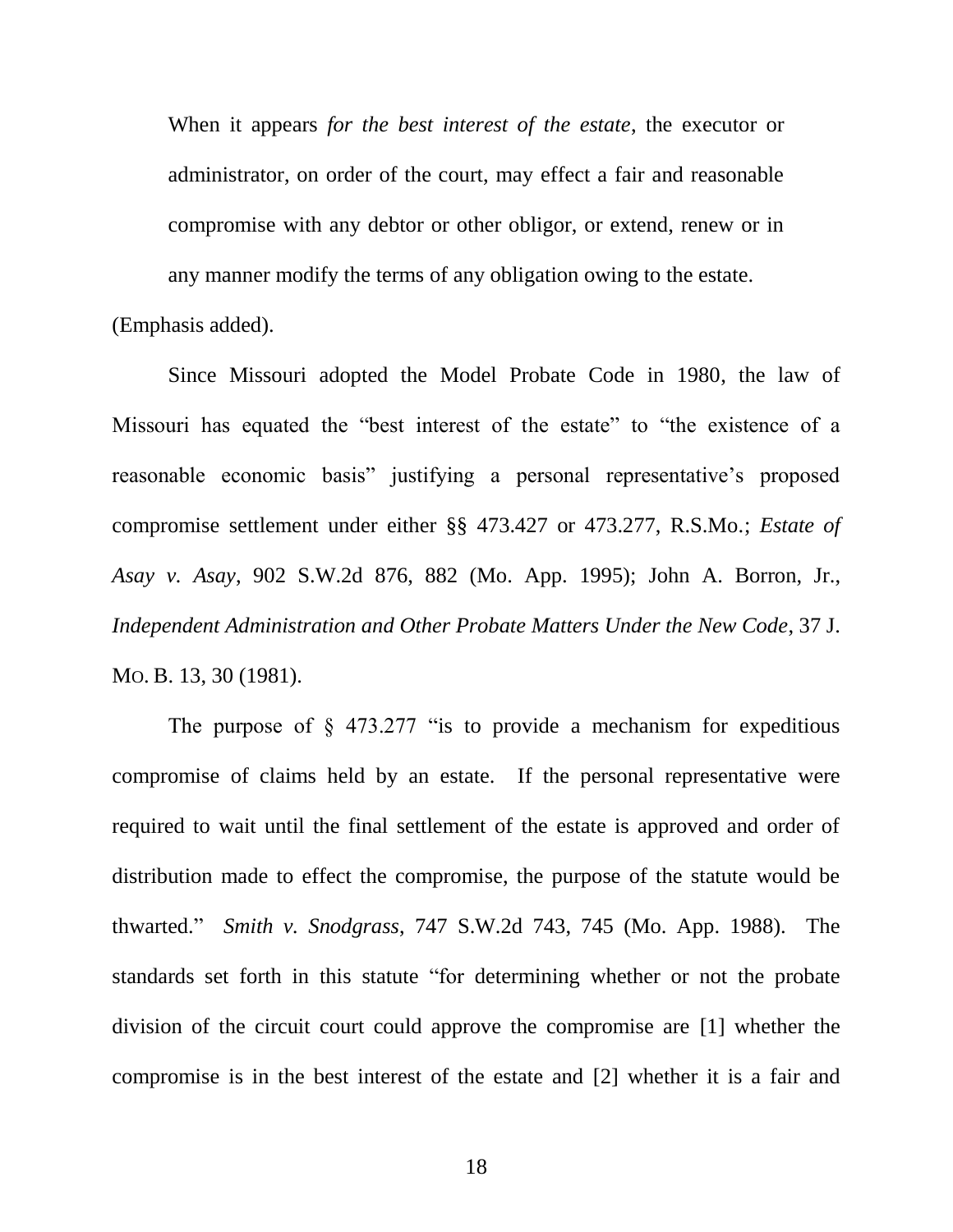> When it appears *for the best interest of the estate*, the executor or administrator, on order of the court, may effect a fair and reasonable compromise with any debtor or other obligor, or extend, renew or in any manner modify the terms of any obligation owing to the estate.

(Emphasis added).

Since Missouri adopted the Model Probate Code in 1980, the law of Missouri has equated the "best interest of the estate" to "the existence of a reasonable economic basis" justifying a personal representative's proposed compromise settlement under either §§ 473.427 or 473.277, R.S.Mo.; *Estate of Asay v. Asay*, 902 S.W.2d 876, 882 (Mo. App. 1995); John A. Borron, Jr., *Independent Administration and Other Probate Matters Under the New Code*, 37 J. MO. B. 13, 30 (1981).

The purpose of § 473.277 "is to provide a mechanism for expeditious compromise of claims held by an estate. If the personal representative were required to wait until the final settlement of the estate is approved and order of distribution made to effect the compromise, the purpose of the statute would be thwarted." *Smith v. Snodgrass*, 747 S.W.2d 743, 745 (Mo. App. 1988). The standards set forth in this statute "for determining whether or not the probate division of the circuit court could approve the compromise are [1] whether the compromise is in the best interest of the estate and [2] whether it is a fair and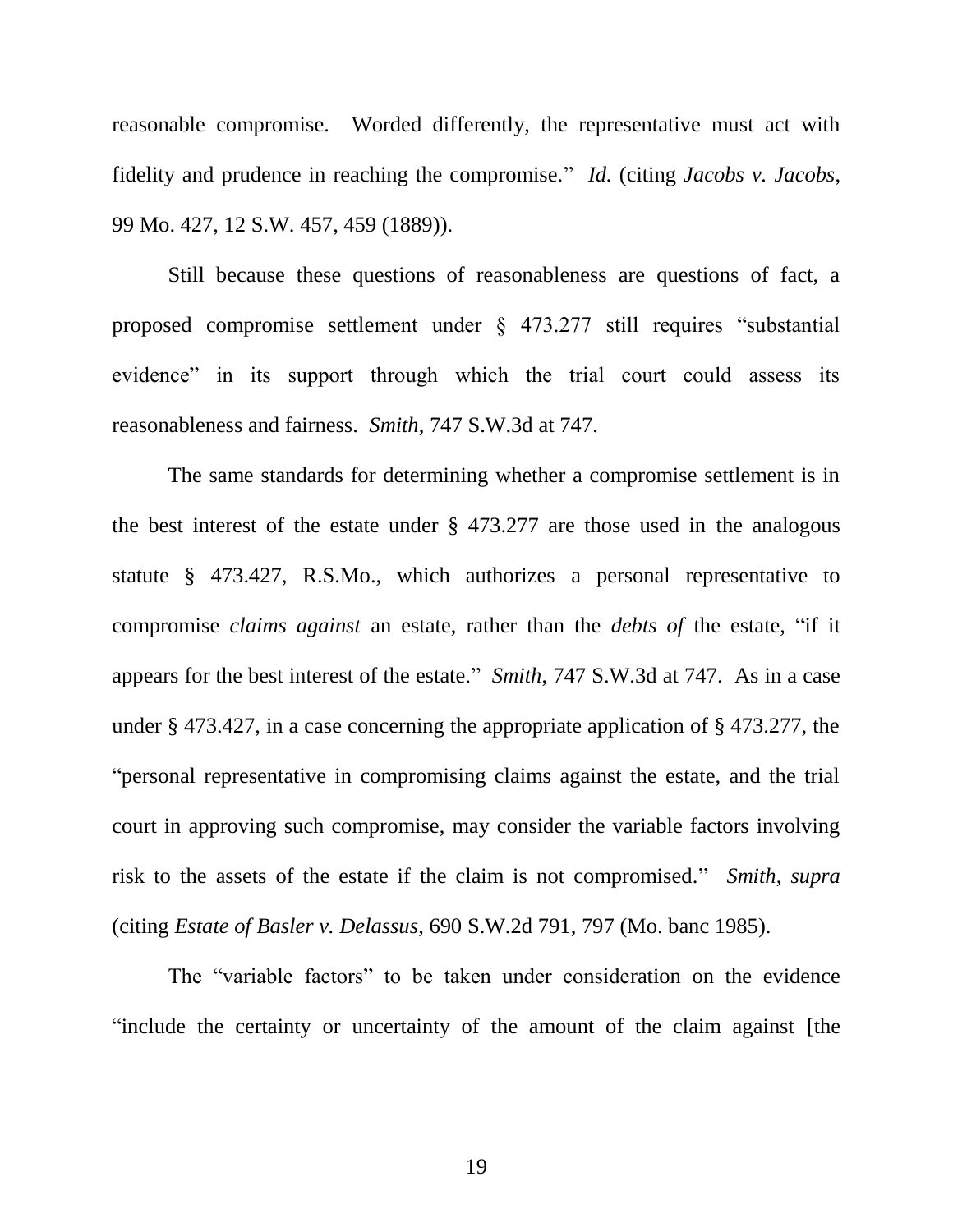reasonable compromise. Worded differently, the representative must act with fidelity and prudence in reaching the compromise." *Id.* (citing *Jacobs v. Jacobs*, 99 Mo. 427, 12 S.W. 457, 459 (1889)).

Still because these questions of reasonableness are questions of fact, a proposed compromise settlement under § 473.277 still requires "substantial evidence" in its support through which the trial court could assess its reasonableness and fairness. *Smith*, 747 S.W.3d at 747.

The same standards for determining whether a compromise settlement is in the best interest of the estate under § 473.277 are those used in the analogous statute § 473.427, R.S.Mo., which authorizes a personal representative to compromise *claims against* an estate, rather than the *debts of* the estate, "if it appears for the best interest of the estate." *Smith*, 747 S.W.3d at 747. As in a case under § 473.427, in a case concerning the appropriate application of § 473.277, the "personal representative in compromising claims against the estate, and the trial court in approving such compromise, may consider the variable factors involving risk to the assets of the estate if the claim is not compromised." *Smith, supra* (citing *Estate of Basler v. Delassus*, 690 S.W.2d 791, 797 (Mo. banc 1985).

The "variable factors" to be taken under consideration on the evidence "include the certainty or uncertainty of the amount of the claim against [the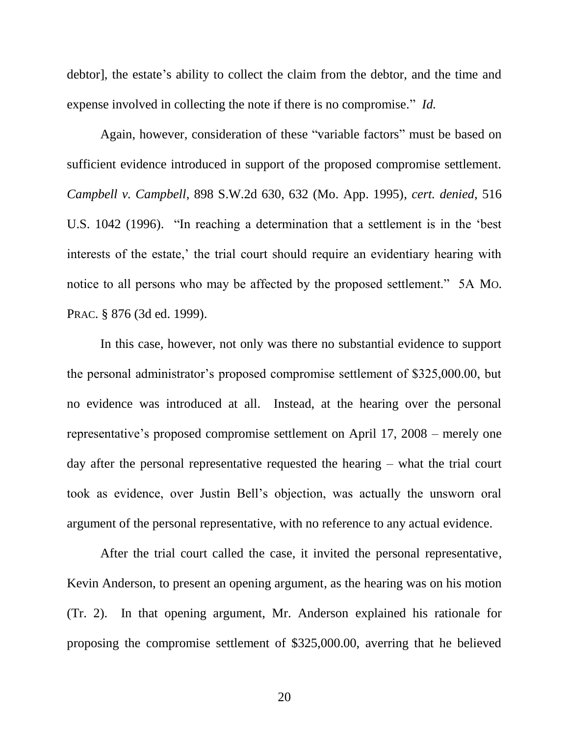debtor], the estate's ability to collect the claim from the debtor, and the time and expense involved in collecting the note if there is no compromise." *Id.*

Again, however, consideration of these "variable factors" must be based on sufficient evidence introduced in support of the proposed compromise settlement. *Campbell v. Campbell*, 898 S.W.2d 630, 632 (Mo. App. 1995), *cert. denied*, 516 U.S. 1042 (1996). "In reaching a determination that a settlement is in the 'best interests of the estate,' the trial court should require an evidentiary hearing with notice to all persons who may be affected by the proposed settlement." 5A MO. PRAC. § 876 (3d ed. 1999).

In this case, however, not only was there no substantial evidence to support the personal administrator's proposed compromise settlement of $325,000.00, but no evidence was introduced at all. Instead, at the hearing over the personal representative's proposed compromise settlement on April 17, 2008 – merely one day after the personal representative requested the hearing – what the trial court took as evidence, over Justin Bell's objection, was actually the unsworn oral argument of the personal representative, with no reference to any actual evidence.

After the trial court called the case, it invited the personal representative, Kevin Anderson, to present an opening argument, as the hearing was on his motion (Tr. 2). In that opening argument, Mr. Anderson explained his rationale for proposing the compromise settlement of $325,000.00, averring that he believed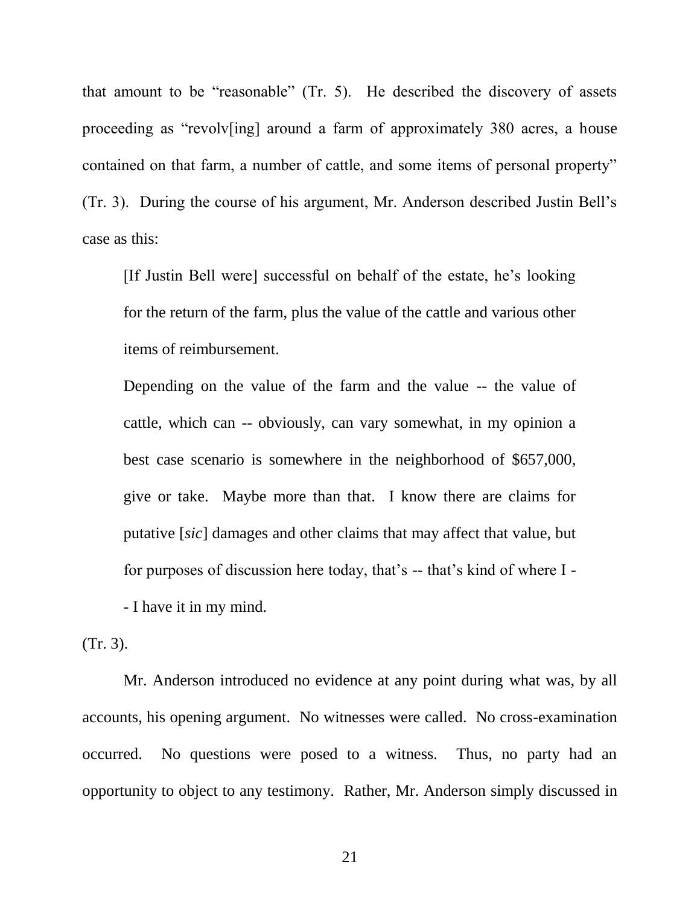that amount to be "reasonable" (Tr. 5). He described the discovery of assets proceeding as "revolv[ing] around a farm of approximately 380 acres, a house contained on that farm, a number of cattle, and some items of personal property" (Tr. 3). During the course of his argument, Mr. Anderson described Justin Bell's case as this:

> [If Justin Bell were] successful on behalf of the estate, he's looking for the return of the farm, plus the value of the cattle and various other items of reimbursement.
>
> Depending on the value of the farm and the value -- the value of cattle, which can -- obviously, can vary somewhat, in my opinion a best case scenario is somewhere in the neighborhood of $657,000, give or take. Maybe more than that. I know there are claims for putative [*sic*] damages and other claims that may affect that value, but for purposes of discussion here today, that's -- that's kind of where I -- I have it in my mind.

(Tr. 3).

Mr. Anderson introduced no evidence at any point during what was, by all accounts, his opening argument. No witnesses were called. No cross-examination occurred. No questions were posed to a witness. Thus, no party had an opportunity to object to any testimony. Rather, Mr. Anderson simply discussed in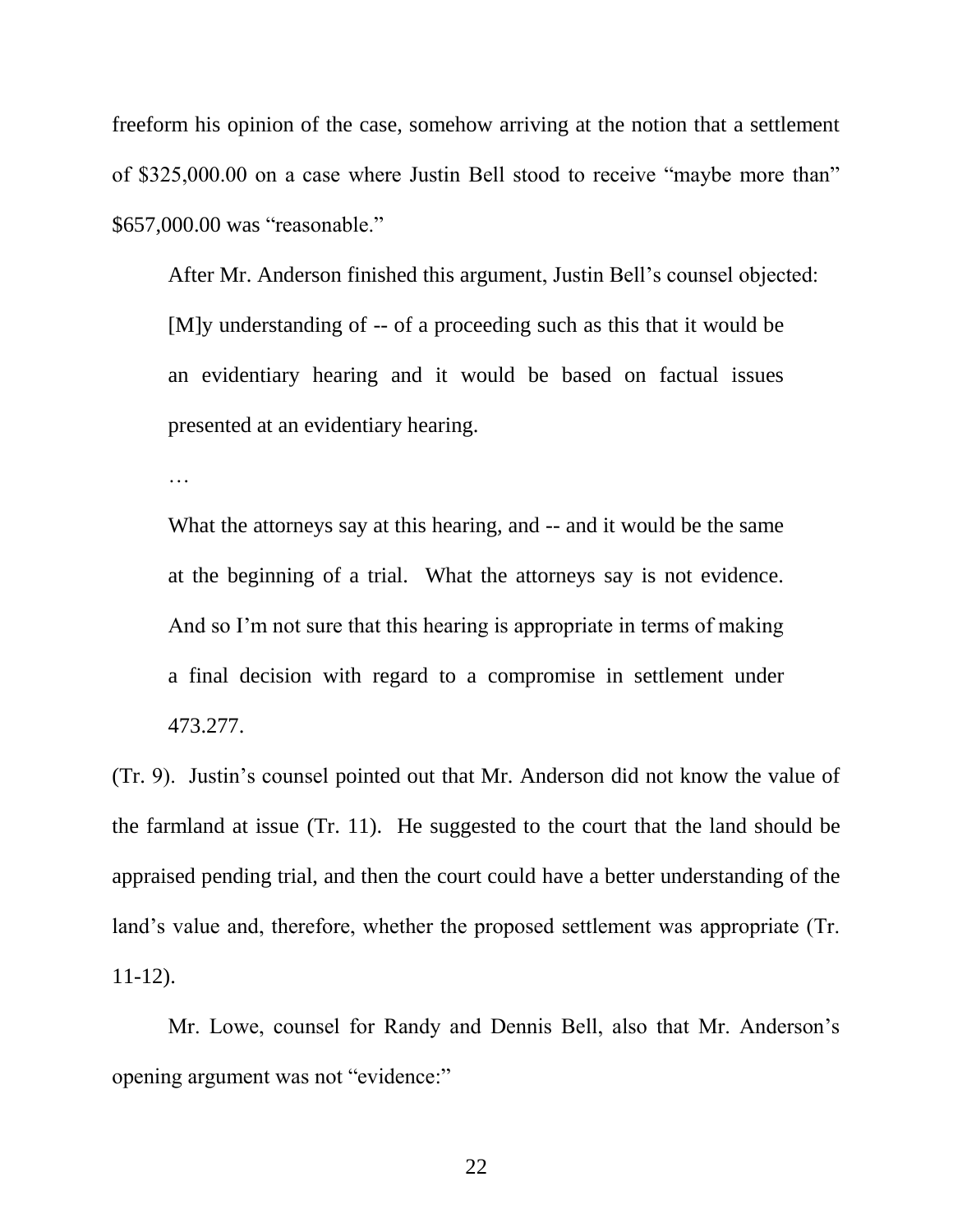freeform his opinion of the case, somehow arriving at the notion that a settlement of $325,000.00 on a case where Justin Bell stood to receive "maybe more than" $657,000.00 was "reasonable."

After Mr. Anderson finished this argument, Justin Bell's counsel objected:

> [M]y understanding of -- of a proceeding such as this that it would be an evidentiary hearing and it would be based on factual issues presented at an evidentiary hearing.
>
> …
>
> What the attorneys say at this hearing, and -- and it would be the same at the beginning of a trial. What the attorneys say is not evidence. And so I'm not sure that this hearing is appropriate in terms of making a final decision with regard to a compromise in settlement under 473.277.

(Tr. 9). Justin's counsel pointed out that Mr. Anderson did not know the value of the farmland at issue (Tr. 11). He suggested to the court that the land should be appraised pending trial, and then the court could have a better understanding of the land's value and, therefore, whether the proposed settlement was appropriate (Tr. 11-12).

Mr. Lowe, counsel for Randy and Dennis Bell, also that Mr. Anderson's opening argument was not "evidence:"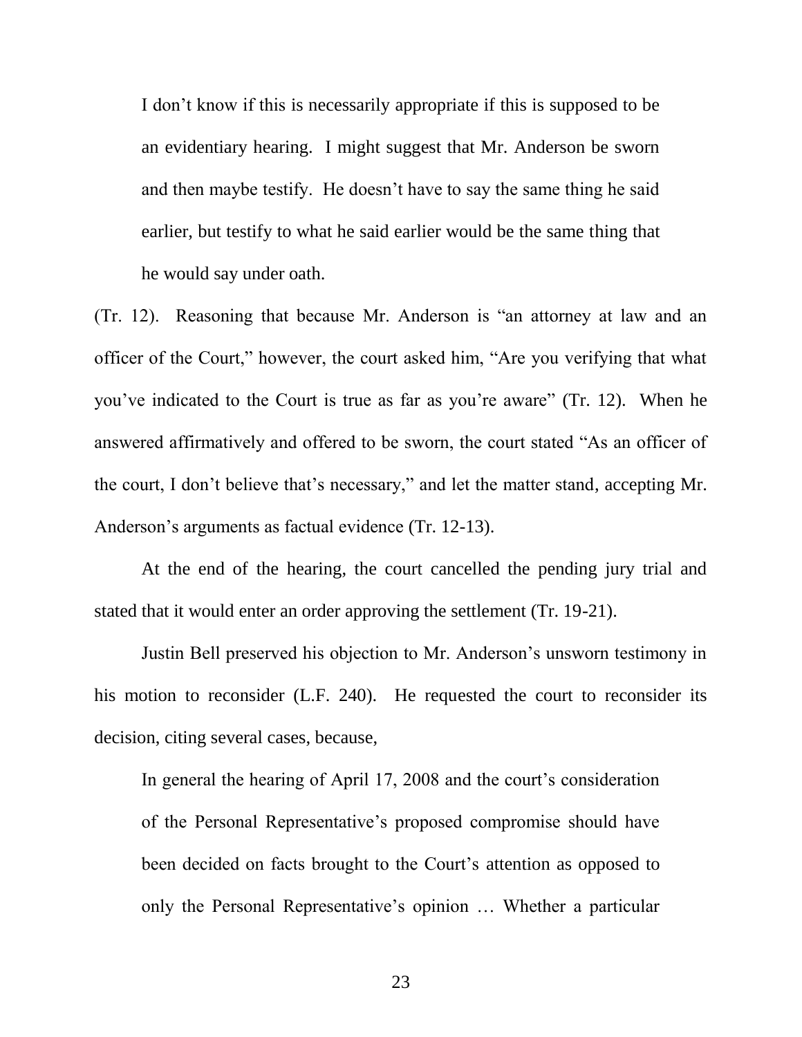> I don't know if this is necessarily appropriate if this is supposed to be an evidentiary hearing. I might suggest that Mr. Anderson be sworn and then maybe testify. He doesn't have to say the same thing he said earlier, but testify to what he said earlier would be the same thing that he would say under oath.

(Tr. 12). Reasoning that because Mr. Anderson is "an attorney at law and an officer of the Court," however, the court asked him, "Are you verifying that what you've indicated to the Court is true as far as you're aware" (Tr. 12). When he answered affirmatively and offered to be sworn, the court stated "As an officer of the court, I don't believe that's necessary," and let the matter stand, accepting Mr. Anderson's arguments as factual evidence (Tr. 12-13).

At the end of the hearing, the court cancelled the pending jury trial and stated that it would enter an order approving the settlement (Tr. 19-21).

Justin Bell preserved his objection to Mr. Anderson's unsworn testimony in his motion to reconsider (L.F. 240). He requested the court to reconsider its decision, citing several cases, because,

> In general the hearing of April 17, 2008 and the court's consideration of the Personal Representative's proposed compromise should have been decided on facts brought to the Court's attention as opposed to only the Personal Representative's opinion … Whether a particular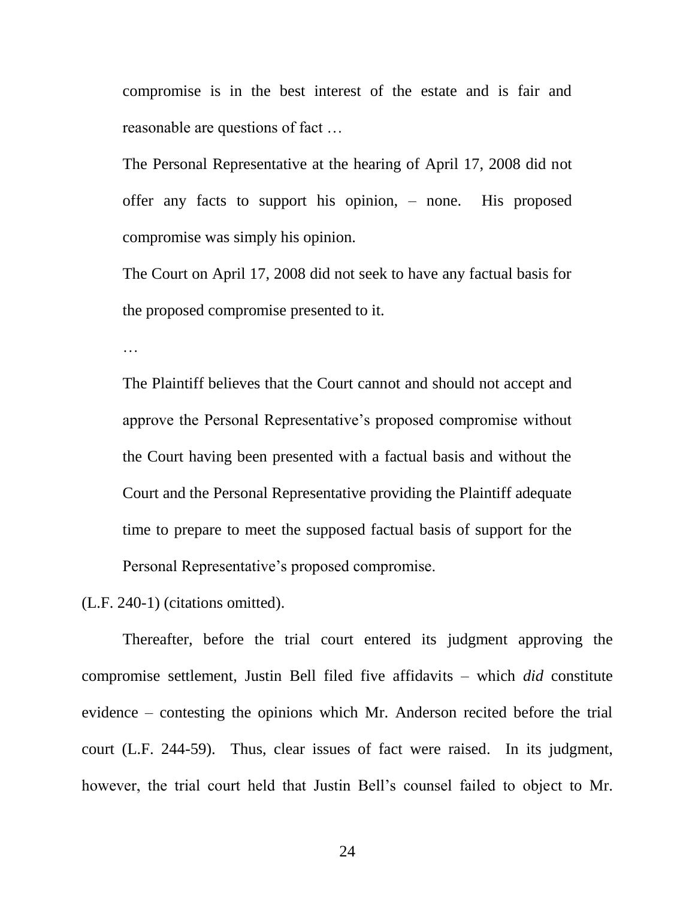> compromise is in the best interest of the estate and is fair and reasonable are questions of fact …
>
> The Personal Representative at the hearing of April 17, 2008 did not offer any facts to support his opinion, – none. His proposed compromise was simply his opinion.
>
> The Court on April 17, 2008 did not seek to have any factual basis for the proposed compromise presented to it.
>
> …
>
> The Plaintiff believes that the Court cannot and should not accept and approve the Personal Representative's proposed compromise without the Court having been presented with a factual basis and without the Court and the Personal Representative providing the Plaintiff adequate time to prepare to meet the supposed factual basis of support for the Personal Representative's proposed compromise.

(L.F. 240-1) (citations omitted).

Thereafter, before the trial court entered its judgment approving the compromise settlement, Justin Bell filed five affidavits – which *did* constitute evidence – contesting the opinions which Mr. Anderson recited before the trial court (L.F. 244-59). Thus, clear issues of fact were raised. In its judgment, however, the trial court held that Justin Bell's counsel failed to object to Mr.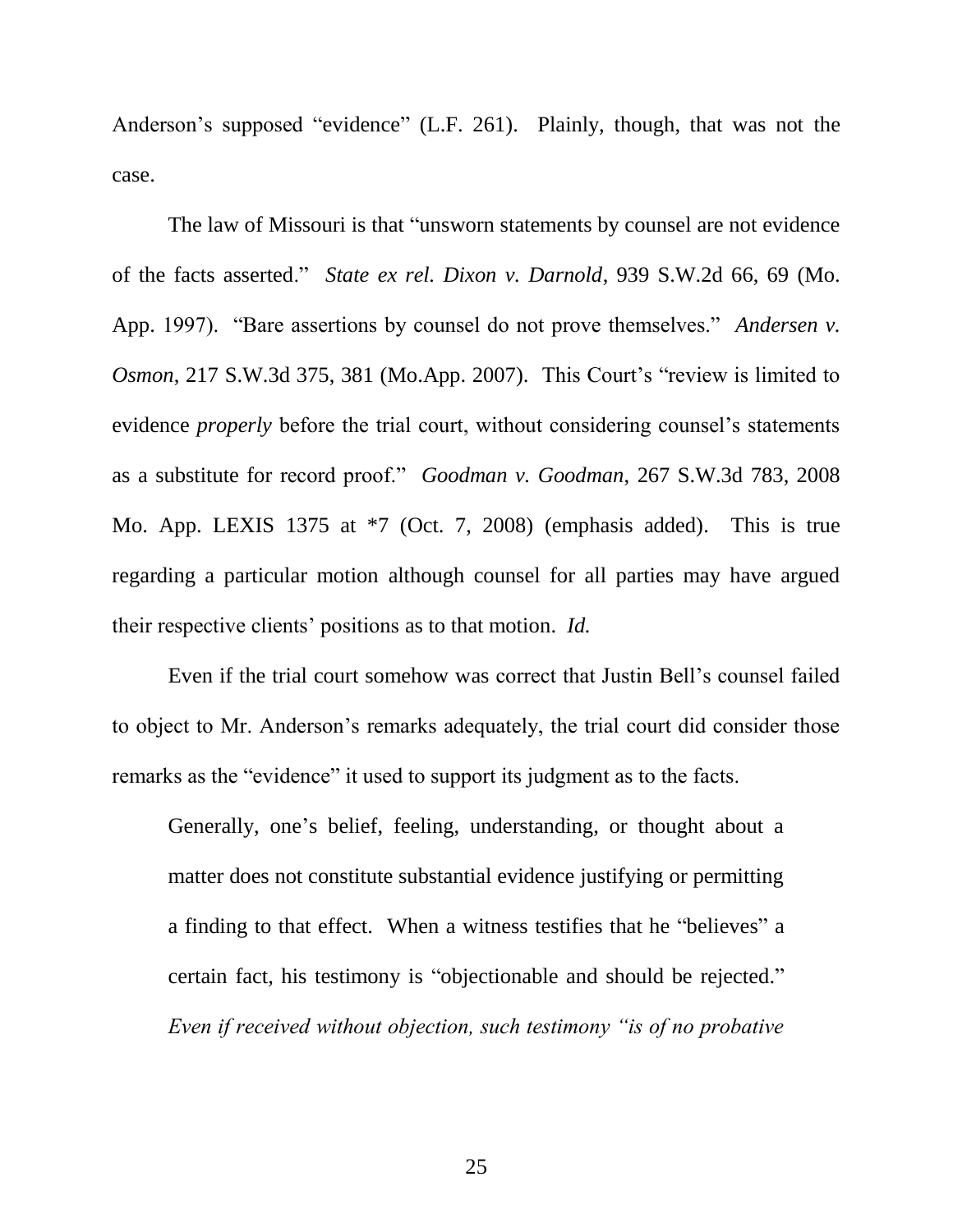Anderson's supposed "evidence" (L.F. 261). Plainly, though, that was not the case.

The law of Missouri is that "unsworn statements by counsel are not evidence of the facts asserted." *State ex rel. Dixon v. Darnold*, 939 S.W.2d 66, 69 (Mo. App. 1997). "Bare assertions by counsel do not prove themselves." *Andersen v. Osmon*, 217 S.W.3d 375, 381 (Mo.App. 2007). This Court's "review is limited to evidence *properly* before the trial court, without considering counsel's statements as a substitute for record proof." *Goodman v. Goodman*, 267 S.W.3d 783, 2008 Mo. App. LEXIS 1375 at *7 (Oct. 7, 2008) (emphasis added). This is true regarding a particular motion although counsel for all parties may have argued their respective clients' positions as to that motion. *Id.*

Even if the trial court somehow was correct that Justin Bell's counsel failed to object to Mr. Anderson's remarks adequately, the trial court did consider those remarks as the "evidence" it used to support its judgment as to the facts.

> Generally, one's belief, feeling, understanding, or thought about a matter does not constitute substantial evidence justifying or permitting a finding to that effect. When a witness testifies that he "believes" a certain fact, his testimony is "objectionable and should be rejected." *Even if received without objection, such testimony "is of no probative*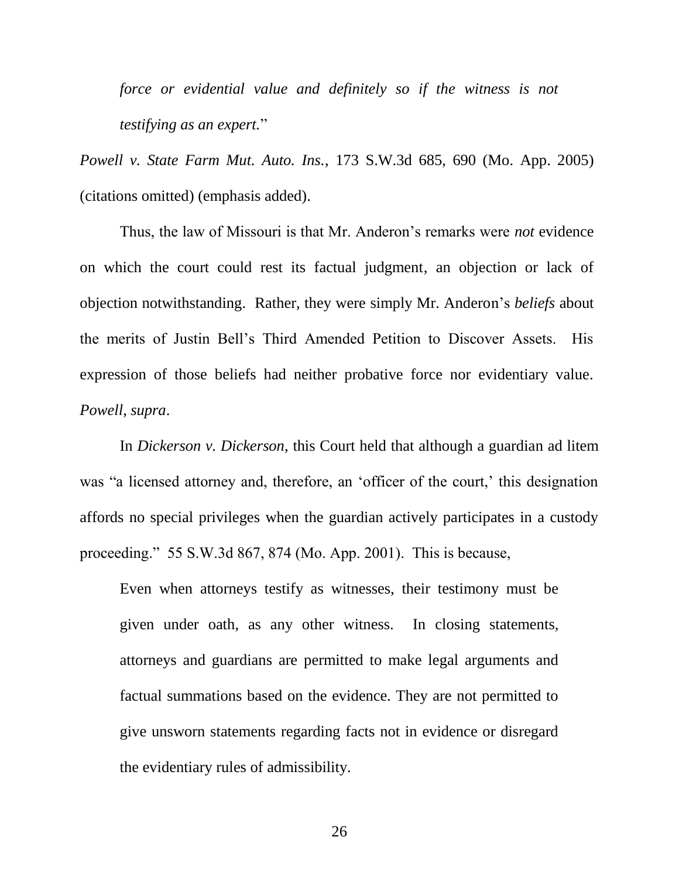> *force or evidential value and definitely so if the witness is not testifying as an expert.*"

*Powell v. State Farm Mut. Auto. Ins.*, 173 S.W.3d 685, 690 (Mo. App. 2005) (citations omitted) (emphasis added).

Thus, the law of Missouri is that Mr. Anderon's remarks were *not* evidence on which the court could rest its factual judgment, an objection or lack of objection notwithstanding. Rather, they were simply Mr. Anderon's *beliefs* about the merits of Justin Bell's Third Amended Petition to Discover Assets. His expression of those beliefs had neither probative force nor evidentiary value. *Powell, supra*.

In *Dickerson v. Dickerson*, this Court held that although a guardian ad litem was "a licensed attorney and, therefore, an 'officer of the court,' this designation affords no special privileges when the guardian actively participates in a custody proceeding." 55 S.W.3d 867, 874 (Mo. App. 2001). This is because,

> Even when attorneys testify as witnesses, their testimony must be given under oath, as any other witness. In closing statements, attorneys and guardians are permitted to make legal arguments and factual summations based on the evidence. They are not permitted to give unsworn statements regarding facts not in evidence or disregard the evidentiary rules of admissibility.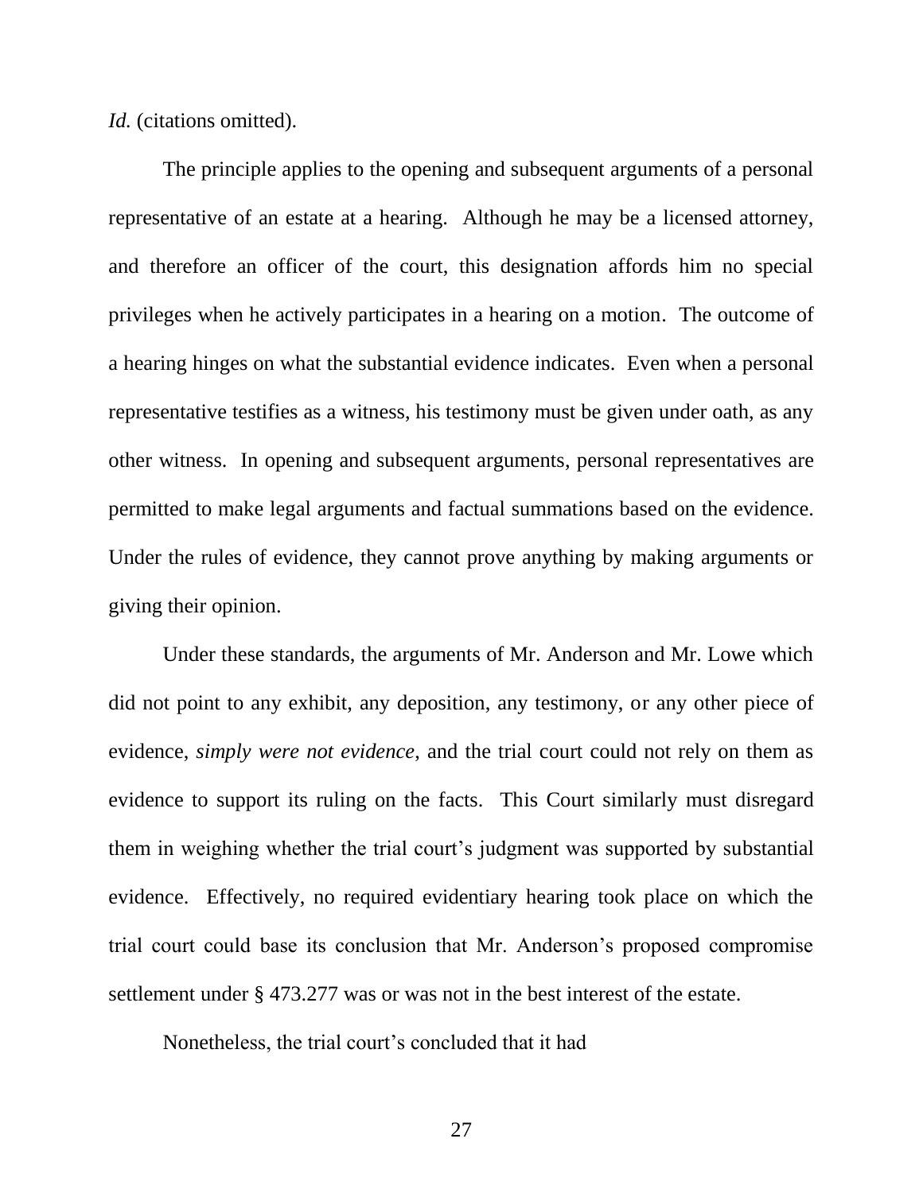*Id.* (citations omitted).

The principle applies to the opening and subsequent arguments of a personal representative of an estate at a hearing. Although he may be a licensed attorney, and therefore an officer of the court, this designation affords him no special privileges when he actively participates in a hearing on a motion. The outcome of a hearing hinges on what the substantial evidence indicates. Even when a personal representative testifies as a witness, his testimony must be given under oath, as any other witness. In opening and subsequent arguments, personal representatives are permitted to make legal arguments and factual summations based on the evidence. Under the rules of evidence, they cannot prove anything by making arguments or giving their opinion.

Under these standards, the arguments of Mr. Anderson and Mr. Lowe which did not point to any exhibit, any deposition, any testimony, or any other piece of evidence, *simply were not evidence*, and the trial court could not rely on them as evidence to support its ruling on the facts. This Court similarly must disregard them in weighing whether the trial court's judgment was supported by substantial evidence. Effectively, no required evidentiary hearing took place on which the trial court could base its conclusion that Mr. Anderson's proposed compromise settlement under § 473.277 was or was not in the best interest of the estate.

Nonetheless, the trial court's concluded that it had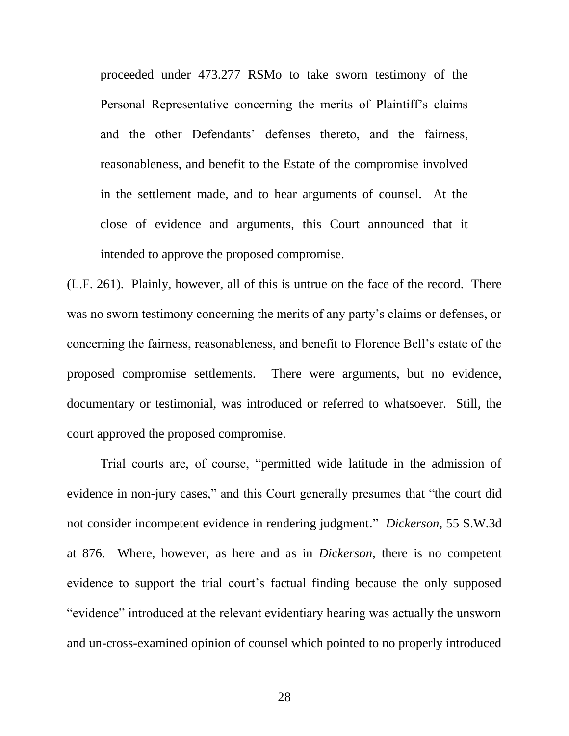> proceeded under 473.277 RSMo to take sworn testimony of the Personal Representative concerning the merits of Plaintiff's claims and the other Defendants' defenses thereto, and the fairness, reasonableness, and benefit to the Estate of the compromise involved in the settlement made, and to hear arguments of counsel. At the close of evidence and arguments, this Court announced that it intended to approve the proposed compromise.

(L.F. 261). Plainly, however, all of this is untrue on the face of the record. There was no sworn testimony concerning the merits of any party's claims or defenses, or concerning the fairness, reasonableness, and benefit to Florence Bell's estate of the proposed compromise settlements. There were arguments, but no evidence, documentary or testimonial, was introduced or referred to whatsoever. Still, the court approved the proposed compromise.

Trial courts are, of course, "permitted wide latitude in the admission of evidence in non-jury cases," and this Court generally presumes that "the court did not consider incompetent evidence in rendering judgment." *Dickerson*, 55 S.W.3d at 876. Where, however, as here and as in *Dickerson*, there is no competent evidence to support the trial court's factual finding because the only supposed "evidence" introduced at the relevant evidentiary hearing was actually the unsworn and un-cross-examined opinion of counsel which pointed to no properly introduced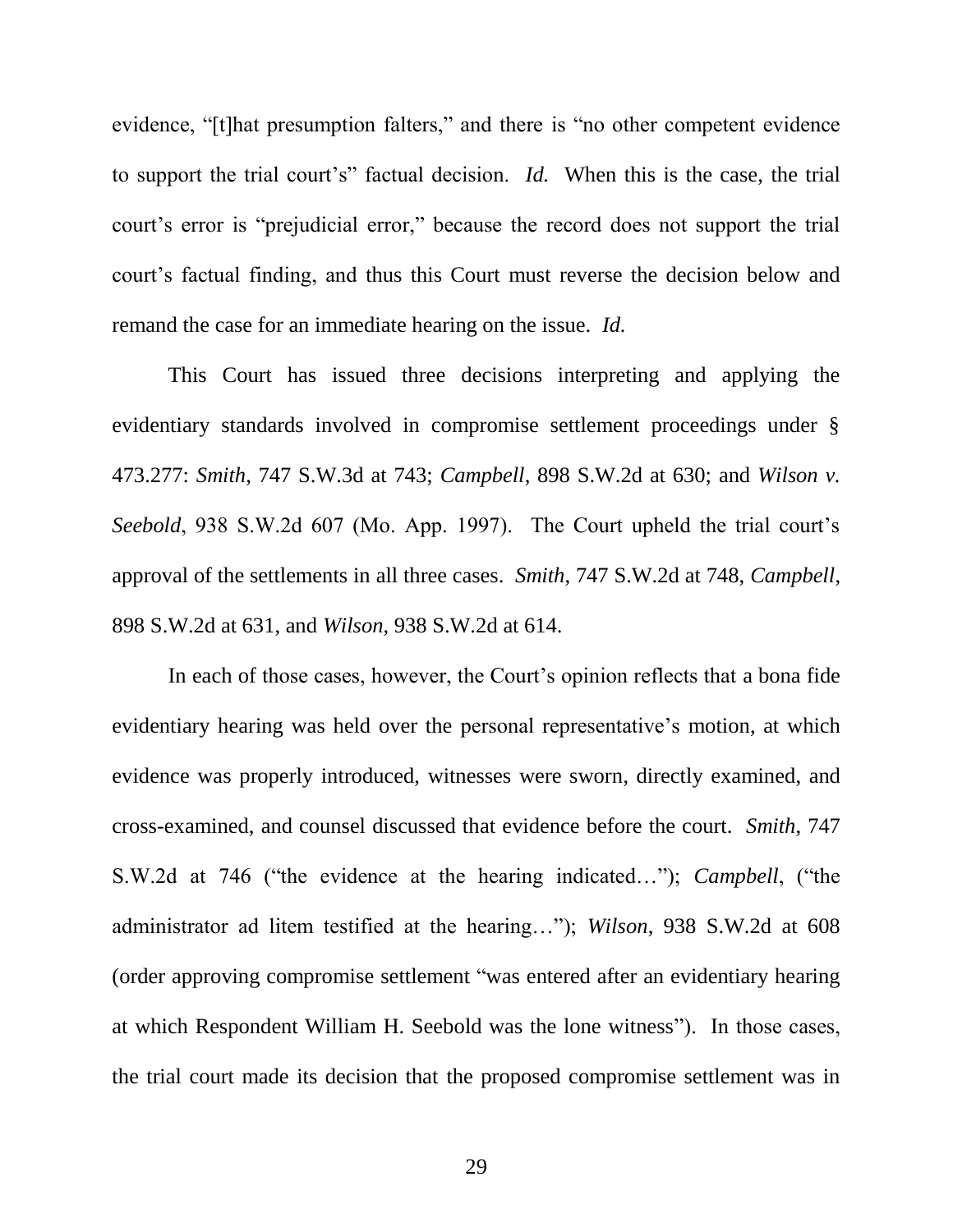evidence, "[t]hat presumption falters," and there is "no other competent evidence to support the trial court's" factual decision. *Id.* When this is the case, the trial court's error is "prejudicial error," because the record does not support the trial court's factual finding, and thus this Court must reverse the decision below and remand the case for an immediate hearing on the issue. *Id.*

This Court has issued three decisions interpreting and applying the evidentiary standards involved in compromise settlement proceedings under § 473.277: *Smith*, 747 S.W.3d at 743; *Campbell*, 898 S.W.2d at 630; and *Wilson v. Seebold*, 938 S.W.2d 607 (Mo. App. 1997). The Court upheld the trial court's approval of the settlements in all three cases. *Smith*, 747 S.W.2d at 748, *Campbell*, 898 S.W.2d at 631, and *Wilson*, 938 S.W.2d at 614.

In each of those cases, however, the Court's opinion reflects that a bona fide evidentiary hearing was held over the personal representative's motion, at which evidence was properly introduced, witnesses were sworn, directly examined, and cross-examined, and counsel discussed that evidence before the court. *Smith*, 747 S.W.2d at 746 ("the evidence at the hearing indicated…"); *Campbell*, ("the administrator ad litem testified at the hearing…"); *Wilson*, 938 S.W.2d at 608 (order approving compromise settlement "was entered after an evidentiary hearing at which Respondent William H. Seebold was the lone witness"). In those cases, the trial court made its decision that the proposed compromise settlement was in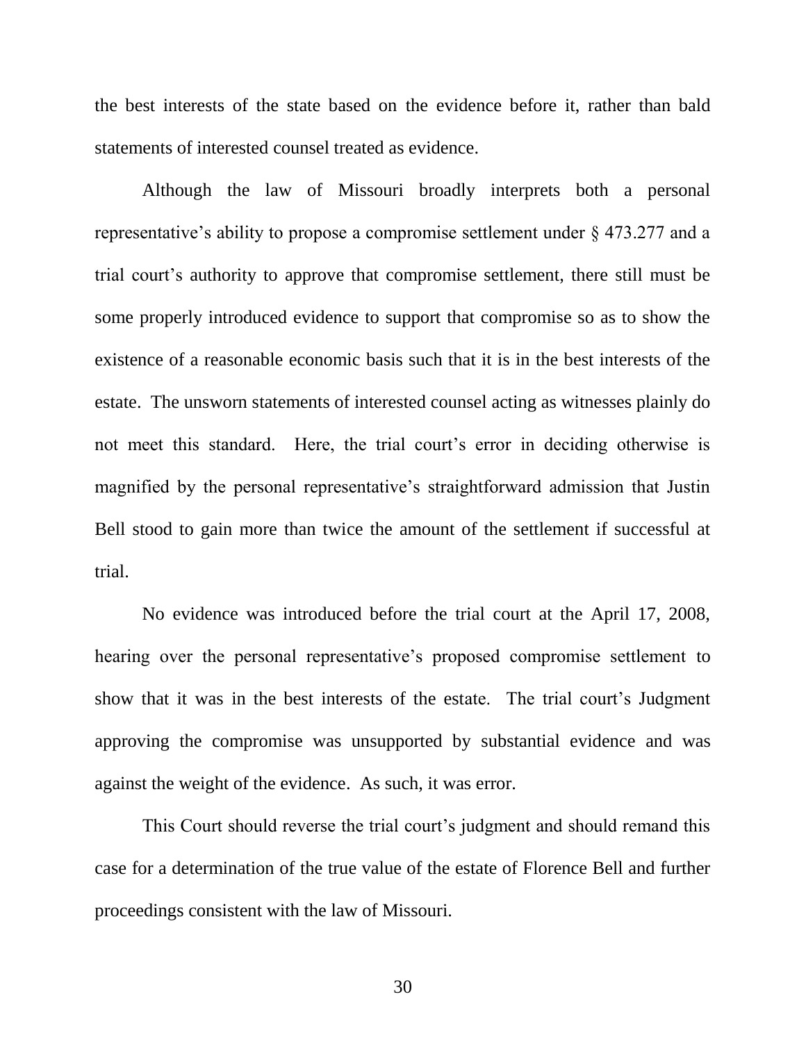the best interests of the state based on the evidence before it, rather than bald statements of interested counsel treated as evidence.

Although the law of Missouri broadly interprets both a personal representative's ability to propose a compromise settlement under § 473.277 and a trial court's authority to approve that compromise settlement, there still must be some properly introduced evidence to support that compromise so as to show the existence of a reasonable economic basis such that it is in the best interests of the estate. The unsworn statements of interested counsel acting as witnesses plainly do not meet this standard. Here, the trial court's error in deciding otherwise is magnified by the personal representative's straightforward admission that Justin Bell stood to gain more than twice the amount of the settlement if successful at trial.

No evidence was introduced before the trial court at the April 17, 2008, hearing over the personal representative's proposed compromise settlement to show that it was in the best interests of the estate. The trial court's Judgment approving the compromise was unsupported by substantial evidence and was against the weight of the evidence. As such, it was error.

This Court should reverse the trial court's judgment and should remand this case for a determination of the true value of the estate of Florence Bell and further proceedings consistent with the law of Missouri.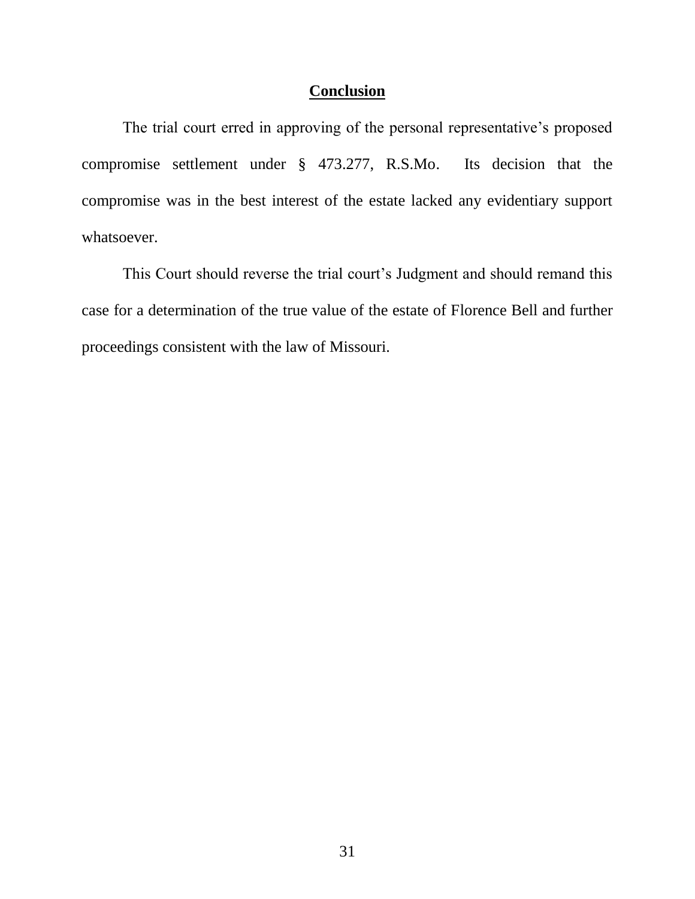## Conclusion

The trial court erred in approving of the personal representative's proposed compromise settlement under § 473.277, R.S.Mo. Its decision that the compromise was in the best interest of the estate lacked any evidentiary support whatsoever.

This Court should reverse the trial court's Judgment and should remand this case for a determination of the true value of the estate of Florence Bell and further proceedings consistent with the law of Missouri.